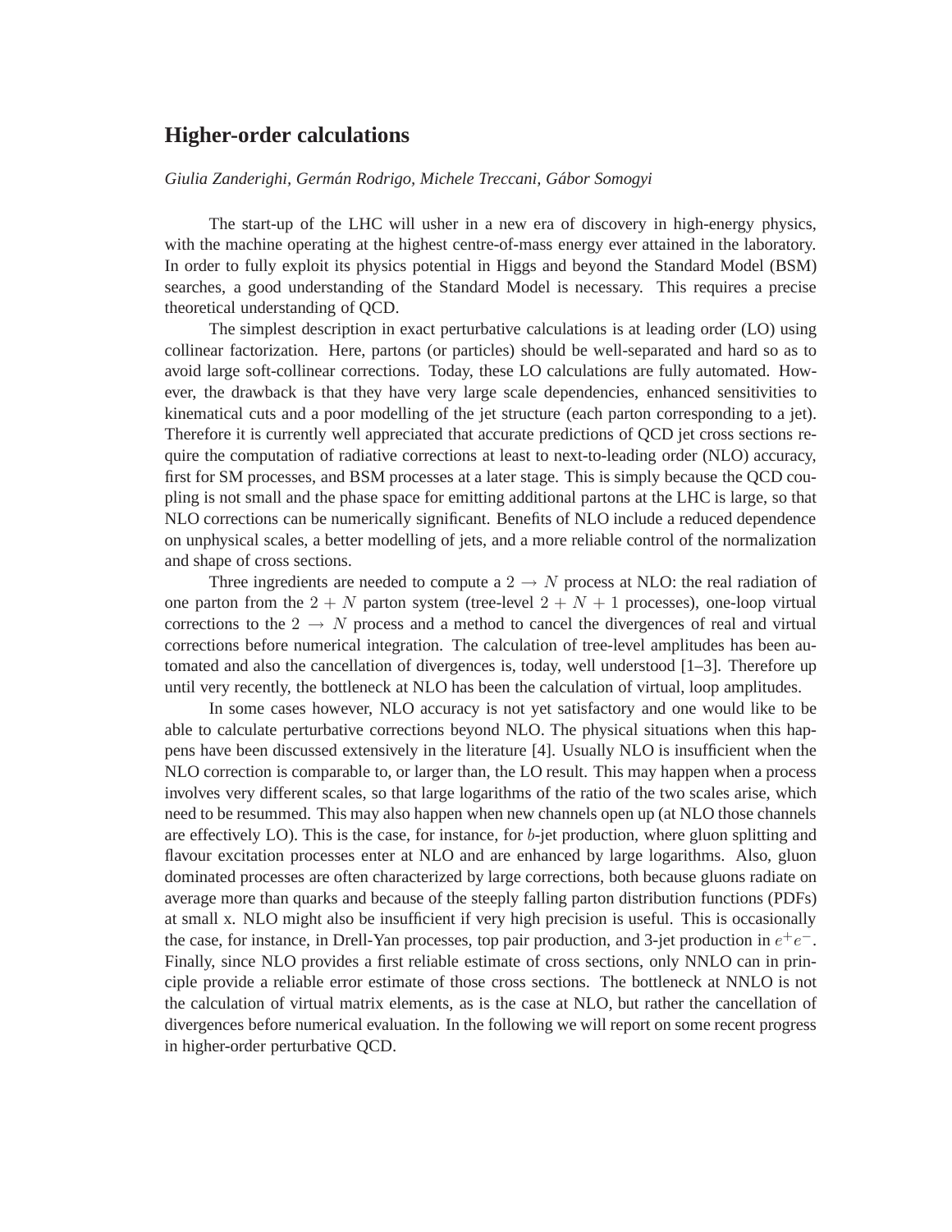# Higher-order calculations

*Giulia Zanderighi, Germán Rodrigo, Michele Treccani, Gábor Somogyi*

The start-up of the LHC will usher in a new era of discovery in high-energy physics, with the machine operating at the highest centre-of-mass energy ever attained in the laboratory. In order to fully exploit its physics potential in Higgs and beyond the Standard Model (BSM) searches, a good understanding of the Standard Model is necessary. This requires a precise theoretical understanding of QCD.

The simplest description in exact perturbative calculations is at leading order (LO) using collinear factorization. Here, partons (or particles) should be well-separated and hard so as to avoid large soft-collinear corrections. Today, these LO calculations are fully automated. However, the drawback is that they have very large scale dependencies, enhanced sensitivities to kinematical cuts and a poor modelling of the jet structure (each parton corresponding to a jet). Therefore it is currently well appreciated that accurate predictions of QCD jet cross sections require the computation of radiative corrections at least to next-to-leading order (NLO) accuracy, first for SM processes, and BSM processes at a later stage. This is simply because the QCD coupling is not small and the phase space for emitting additional partons at the LHC is large, so that NLO corrections can be numerically significant. Benefits of NLO include a reduced dependence on unphysical scales, a better modelling of jets, and a more reliable control of the normalization and shape of cross sections.

Three ingredients are needed to compute a $2 \to N$ process at NLO: the real radiation of one parton from the $2 + N$ parton system (tree-level $2 + N + 1$ processes), one-loop virtual corrections to the $2 \to N$ process and a method to cancel the divergences of real and virtual corrections before numerical integration. The calculation of tree-level amplitudes has been automated and also the cancellation of divergences is, today, well understood [1–3]. Therefore up until very recently, the bottleneck at NLO has been the calculation of virtual, loop amplitudes.

In some cases however, NLO accuracy is not yet satisfactory and one would like to be able to calculate perturbative corrections beyond NLO. The physical situations when this happens have been discussed extensively in the literature [4]. Usually NLO is insufficient when the NLO correction is comparable to, or larger than, the LO result. This may happen when a process involves very different scales, so that large logarithms of the ratio of the two scales arise, which need to be resummed. This may also happen when new channels open up (at NLO those channels are effectively LO). This is the case, for instance, for $b$-jet production, where gluon splitting and flavour excitation processes enter at NLO and are enhanced by large logarithms. Also, gluon dominated processes are often characterized by large corrections, both because gluons radiate on average more than quarks and because of the steeply falling parton distribution functions (PDFs) at small x. NLO might also be insufficient if very high precision is useful. This is occasionally the case, for instance, in Drell-Yan processes, top pair production, and 3-jet production in $e^+e^-$. Finally, since NLO provides a first reliable estimate of cross sections, only NNLO can in principle provide a reliable error estimate of those cross sections. The bottleneck at NNLO is not the calculation of virtual matrix elements, as is the case at NLO, but rather the cancellation of divergences before numerical evaluation. In the following we will report on some recent progress in higher-order perturbative QCD.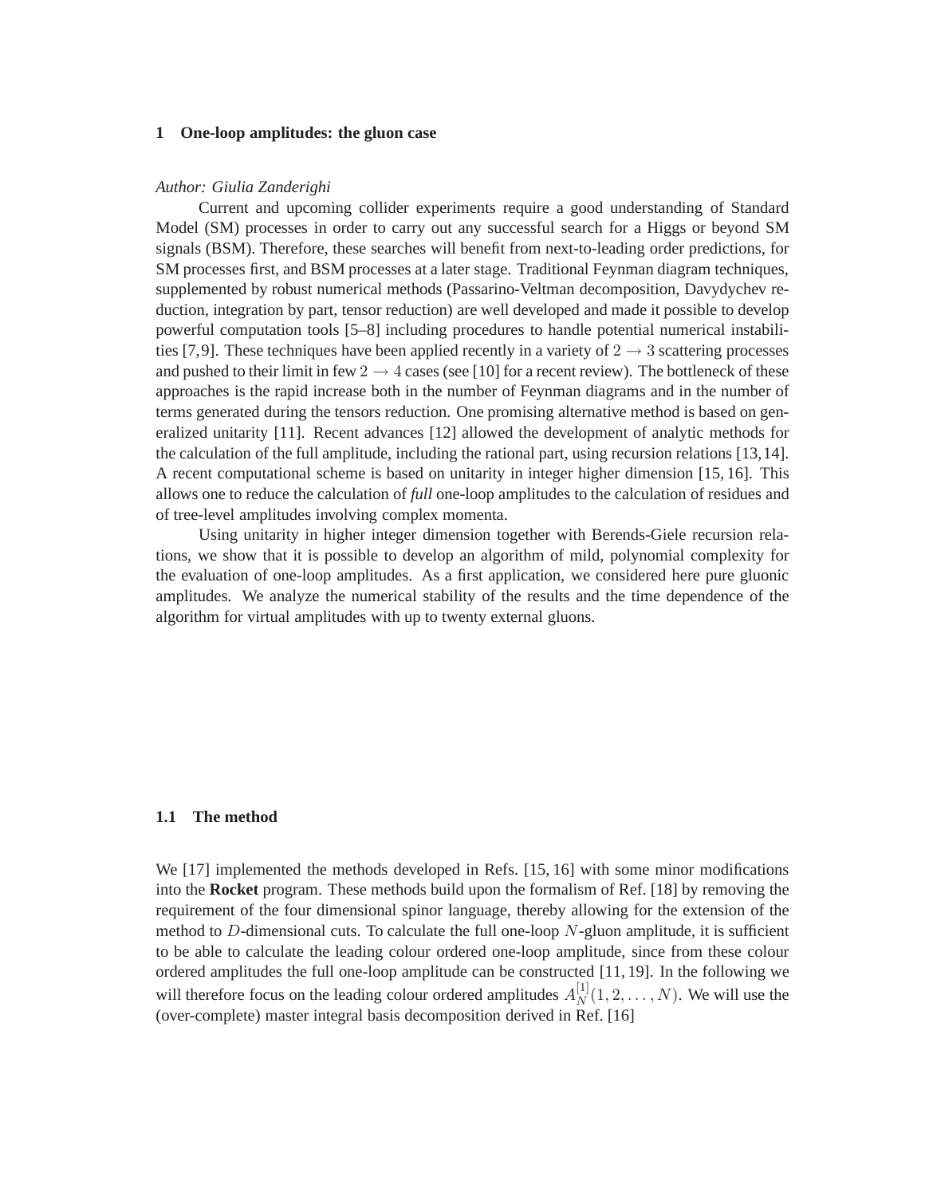# 1 One-loop amplitudes: the gluon case

*Author: Giulia Zanderighi*

Current and upcoming collider experiments require a good understanding of Standard Model (SM) processes in order to carry out any successful search for a Higgs or beyond SM signals (BSM). Therefore, these searches will benefit from next-to-leading order predictions, for SM processes first, and BSM processes at a later stage. Traditional Feynman diagram techniques, supplemented by robust numerical methods (Passarino-Veltman decomposition, Davydychev reduction, integration by part, tensor reduction) are well developed and made it possible to develop powerful computation tools [5–8] including procedures to handle potential numerical instabilities [7,9]. These techniques have been applied recently in a variety of $2 \to 3$ scattering processes and pushed to their limit in few $2 \to 4$ cases (see [10] for a recent review). The bottleneck of these approaches is the rapid increase both in the number of Feynman diagrams and in the number of terms generated during the tensors reduction. One promising alternative method is based on generalized unitarity [11]. Recent advances [12] allowed the development of analytic methods for the calculation of the full amplitude, including the rational part, using recursion relations [13,14]. A recent computational scheme is based on unitarity in integer higher dimension [15, 16]. This allows one to reduce the calculation of *full* one-loop amplitudes to the calculation of residues and of tree-level amplitudes involving complex momenta.

Using unitarity in higher integer dimension together with Berends-Giele recursion relations, we show that it is possible to develop an algorithm of mild, polynomial complexity for the evaluation of one-loop amplitudes. As a first application, we considered here pure gluonic amplitudes. We analyze the numerical stability of the results and the time dependence of the algorithm for virtual amplitudes with up to twenty external gluons.

## 1.1 The method

We [17] implemented the methods developed in Refs. [15, 16] with some minor modifications into the **Rocket** program. These methods build upon the formalism of Ref. [18] by removing the requirement of the four dimensional spinor language, thereby allowing for the extension of the method to $D$-dimensional cuts. To calculate the full one-loop $N$-gluon amplitude, it is sufficient to be able to calculate the leading colour ordered one-loop amplitude, since from these colour ordered amplitudes the full one-loop amplitude can be constructed [11, 19]. In the following we will therefore focus on the leading colour ordered amplitudes $A_N^{[1]}(1, 2, \ldots, N)$. We will use the (over-complete) master integral basis decomposition derived in Ref. [16]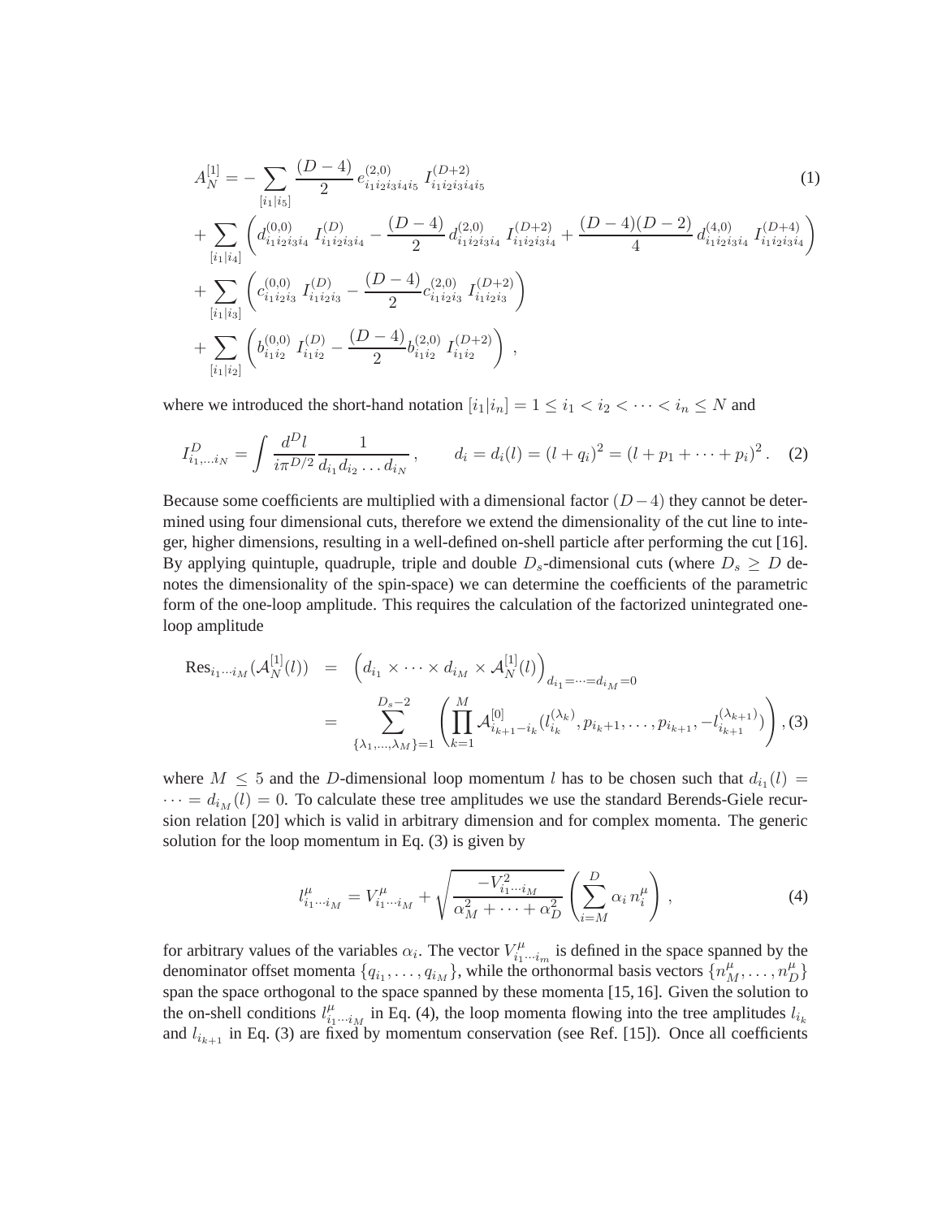$$
\begin{aligned}
A_N^{[1]} = &- \sum_{[i_1|i_5]} \frac{(D-4)}{2}\, e^{(2,0)}_{i_1 i_2 i_3 i_4 i_5}\, I^{(D+2)}_{i_1 i_2 i_3 i_4 i_5} \\
&+ \sum_{[i_1|i_4]} \left( d^{(0,0)}_{i_1 i_2 i_3 i_4}\, I^{(D)}_{i_1 i_2 i_3 i_4} - \frac{(D-4)}{2}\, d^{(2,0)}_{i_1 i_2 i_3 i_4}\, I^{(D+2)}_{i_1 i_2 i_3 i_4} + \frac{(D-4)(D-2)}{4}\, d^{(4,0)}_{i_1 i_2 i_3 i_4}\, I^{(D+4)}_{i_1 i_2 i_3 i_4} \right) \\
&+ \sum_{[i_1|i_3]} \left( c^{(0,0)}_{i_1 i_2 i_3}\, I^{(D)}_{i_1 i_2 i_3} - \frac{(D-4)}{2} c^{(2,0)}_{i_1 i_2 i_3}\, I^{(D+2)}_{i_1 i_2 i_3} \right) \\
&+ \sum_{[i_1|i_2]} \left( b^{(0,0)}_{i_1 i_2}\, I^{(D)}_{i_1 i_2} - \frac{(D-4)}{2} b^{(2,0)}_{i_1 i_2}\, I^{(D+2)}_{i_1 i_2} \right) ,
\end{aligned}
\tag{1}
$$

where we introduced the short-hand notation $[i_1|i_n] = 1 \le i_1 < i_2 < \cdots < i_n \le N$ and

$$
I^D_{i_1,\ldots i_N} = \int \frac{d^D l}{i\pi^{D/2}} \frac{1}{d_{i_1} d_{i_2} \ldots d_{i_N}} , \qquad d_i = d_i(l) = (l+q_i)^2 = (l + p_1 + \cdots + p_i)^2 . \tag{2}
$$

Because some coefficients are multiplied with a dimensional factor $(D-4)$ they cannot be determined using four dimensional cuts, therefore we extend the dimensionality of the cut line to integer, higher dimensions, resulting in a well-defined on-shell particle after performing the cut [16]. By applying quintuple, quadruple, triple and double $D_s$-dimensional cuts (where $D_s \ge D$ denotes the dimensionality of the spin-space) we can determine the coefficients of the parametric form of the one-loop amplitude. This requires the calculation of the factorized unintegrated one-loop amplitude

$$
\begin{aligned}
\mathrm{Res}_{i_1 \cdots i_M}(\mathcal{A}^{[1]}_N(l)) &= \left( d_{i_1} \times \cdots \times d_{i_M} \times \mathcal{A}^{[1]}_N(l) \right)_{d_{i_1} = \cdots = d_{i_M} = 0} \\
&= \sum_{\{\lambda_1,\ldots,\lambda_M\}=1}^{D_s-2} \left( \prod_{k=1}^{M} \mathcal{A}^{[0]}_{i_{k+1}-i_k}(l^{(\lambda_k)}_{i_k}, p_{i_k+1}, \ldots, p_{i_{k+1}}, -l^{(\lambda_{k+1})}_{i_{k+1}}) \right),
\end{aligned}
\tag{3}
$$

where $M \le 5$ and the $D$-dimensional loop momentum $l$ has to be chosen such that $d_{i_1}(l) = \cdots = d_{i_M}(l) = 0$. To calculate these tree amplitudes we use the standard Berends-Giele recursion relation [20] which is valid in arbitrary dimension and for complex momenta. The generic solution for the loop momentum in Eq. (3) is given by

$$
l^\mu_{i_1 \cdots i_M} = V^\mu_{i_1 \cdots i_M} + \sqrt{\frac{-V^2_{i_1 \cdots i_M}}{\alpha_M^2 + \cdots + \alpha_D^2}} \left( \sum_{i=M}^{D} \alpha_i\, n^\mu_i \right) , \tag{4}
$$

for arbitrary values of the variables $\alpha_i$. The vector $V^\mu_{i_1 \cdots i_m}$ is defined in the space spanned by the denominator offset momenta $\{q_{i_1}, \ldots, q_{i_M}\}$, while the orthonormal basis vectors $\{n^\mu_M, \ldots, n^\mu_D\}$ span the space orthogonal to the space spanned by these momenta [15,16]. Given the solution to the on-shell conditions $l^\mu_{i_1 \cdots i_M}$ in Eq. (4), the loop momenta flowing into the tree amplitudes $l_{i_k}$ and $l_{i_{k+1}}$ in Eq. (3) are fixed by momentum conservation (see Ref. [15]). Once all coefficients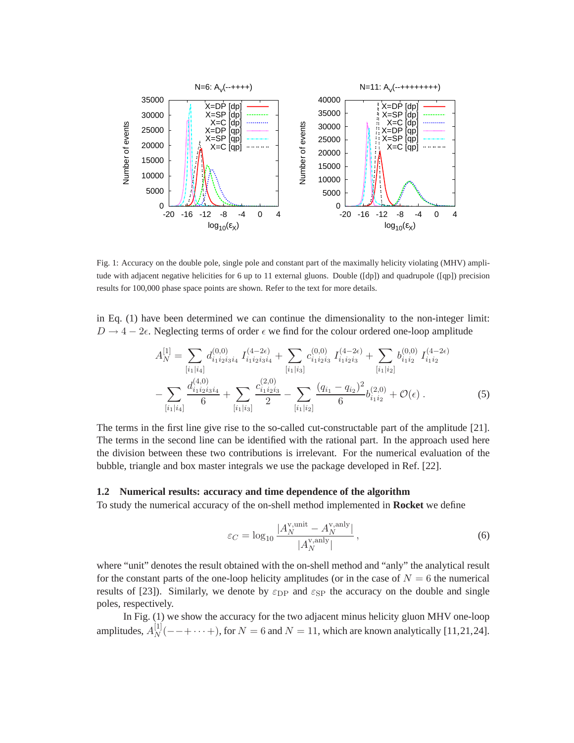Fig. 1: Accuracy on the double pole, single pole and constant part of the maximally helicity violating (MHV) amplitude with adjacent negative helicities for 6 up to 11 external gluons. Double ([dp]) and quadrupole ([qp]) precision results for 100,000 phase space points are shown. Refer to the text for more details.

in Eq. (1) have been determined we can continue the dimensionality to the non-integer limit: $D \to 4 - 2\epsilon$. Neglecting terms of order $\epsilon$ we find for the colour ordered one-loop amplitude

$$
\begin{aligned}
A_N^{[1]} = & \sum_{[i_1|i_4]} d^{(0,0)}_{i_1 i_2 i_3 i_4} \; I^{(4-2\epsilon)}_{i_1 i_2 i_3 i_4} + \sum_{[i_1|i_3]} c^{(0,0)}_{i_1 i_2 i_3} \; I^{(4-2\epsilon)}_{i_1 i_2 i_3} + \sum_{[i_1|i_2]} b^{(0,0)}_{i_1 i_2} \; I^{(4-2\epsilon)}_{i_1 i_2} \\
& - \sum_{[i_1|i_4]} \frac{d^{(4,0)}_{i_1 i_2 i_3 i_4}}{6} + \sum_{[i_1|i_3]} \frac{c^{(2,0)}_{i_1 i_2 i_3}}{2} - \sum_{[i_1|i_2]} \frac{(q_{i_1} - q_{i_2})^2}{6} b^{(2,0)}_{i_1 i_2} + \mathcal{O}(\epsilon) \, .
\end{aligned}
\tag{5}
$$

The terms in the first line give rise to the so-called cut-constructable part of the amplitude [21]. The terms in the second line can be identified with the rational part. In the approach used here the division between these two contributions is irrelevant. For the numerical evaluation of the bubble, triangle and box master integrals we use the package developed in Ref. [22].

### 1.2 Numerical results: accuracy and time dependence of the algorithm

To study the numerical accuracy of the on-shell method implemented in **Rocket** we define

$$
\varepsilon_C = \log_{10} \frac{|A_N^{\mathrm{v,unit}} - A_N^{\mathrm{v,anly}}|}{|A_N^{\mathrm{v,anly}}|} \, ,
\tag{6}
$$

where "unit" denotes the result obtained with the on-shell method and "anly" the analytical result for the constant parts of the one-loop helicity amplitudes (or in the case of $N = 6$ the numerical results of [23]). Similarly, we denote by $\varepsilon_{\mathrm{DP}}$ and $\varepsilon_{\mathrm{SP}}$ the accuracy on the double and single poles, respectively.

In Fig. (1) we show the accuracy for the two adjacent minus helicity gluon MHV one-loop amplitudes, $A_N^{[1]}(--+\cdots+)$, for $N = 6$ and $N = 11$, which are known analytically [11,21,24].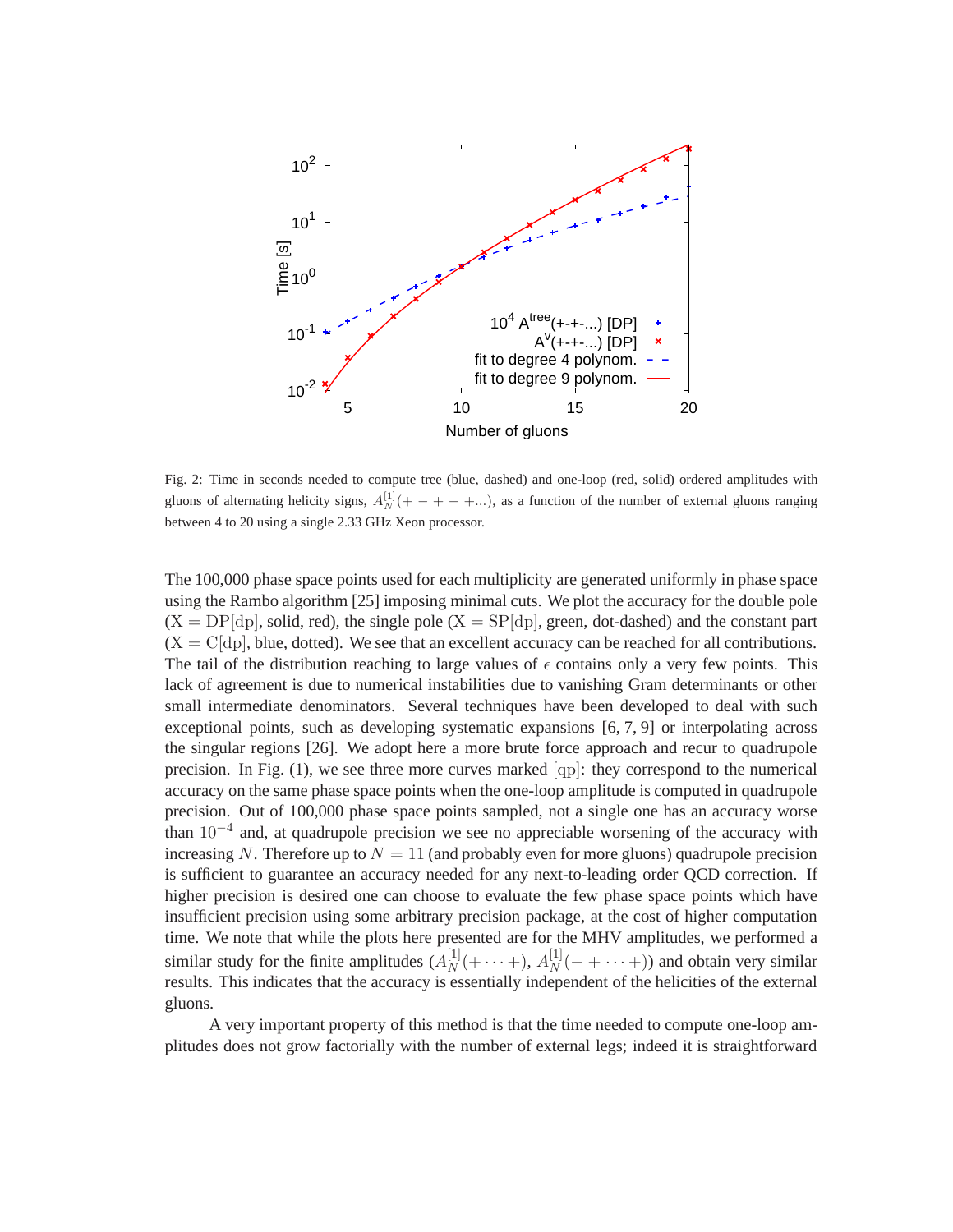Fig. 2: Time in seconds needed to compute tree (blue, dashed) and one-loop (red, solid) ordered amplitudes with gluons of alternating helicity signs, $A_N^{[1]}(+-+-+...)$, as a function of the number of external gluons ranging between 4 to 20 using a single 2.33 GHz Xeon processor.

The 100,000 phase space points used for each multiplicity are generated uniformly in phase space using the Rambo algorithm [25] imposing minimal cuts. We plot the accuracy for the double pole ($\mathrm{X} = \mathrm{DP}[\mathrm{dp}]$, solid, red), the single pole ($\mathrm{X} = \mathrm{SP}[\mathrm{dp}]$, green, dot-dashed) and the constant part ($\mathrm{X} = \mathrm{C}[\mathrm{dp}]$, blue, dotted). We see that an excellent accuracy can be reached for all contributions. The tail of the distribution reaching to large values of $\epsilon$ contains only a very few points. This lack of agreement is due to numerical instabilities due to vanishing Gram determinants or other small intermediate denominators. Several techniques have been developed to deal with such exceptional points, such as developing systematic expansions [6, 7, 9] or interpolating across the singular regions [26]. We adopt here a more brute force approach and recur to quadrupole precision. In Fig. (1), we see three more curves marked $[\mathrm{qp}]$: they correspond to the numerical accuracy on the same phase space points when the one-loop amplitude is computed in quadrupole precision. Out of 100,000 phase space points sampled, not a single one has an accuracy worse than $10^{-4}$ and, at quadrupole precision we see no appreciable worsening of the accuracy with increasing $N$. Therefore up to $N = 11$ (and probably even for more gluons) quadrupole precision is sufficient to guarantee an accuracy needed for any next-to-leading order QCD correction. If higher precision is desired one can choose to evaluate the few phase space points which have insufficient precision using some arbitrary precision package, at the cost of higher computation time. We note that while the plots here presented are for the MHV amplitudes, we performed a similar study for the finite amplitudes ($A_N^{[1]}(+\cdots+)$, $A_N^{[1]}(-+\cdots+)$) and obtain very similar results. This indicates that the accuracy is essentially independent of the helicities of the external gluons.

A very important property of this method is that the time needed to compute one-loop amplitudes does not grow factorially with the number of external legs; indeed it is straightforward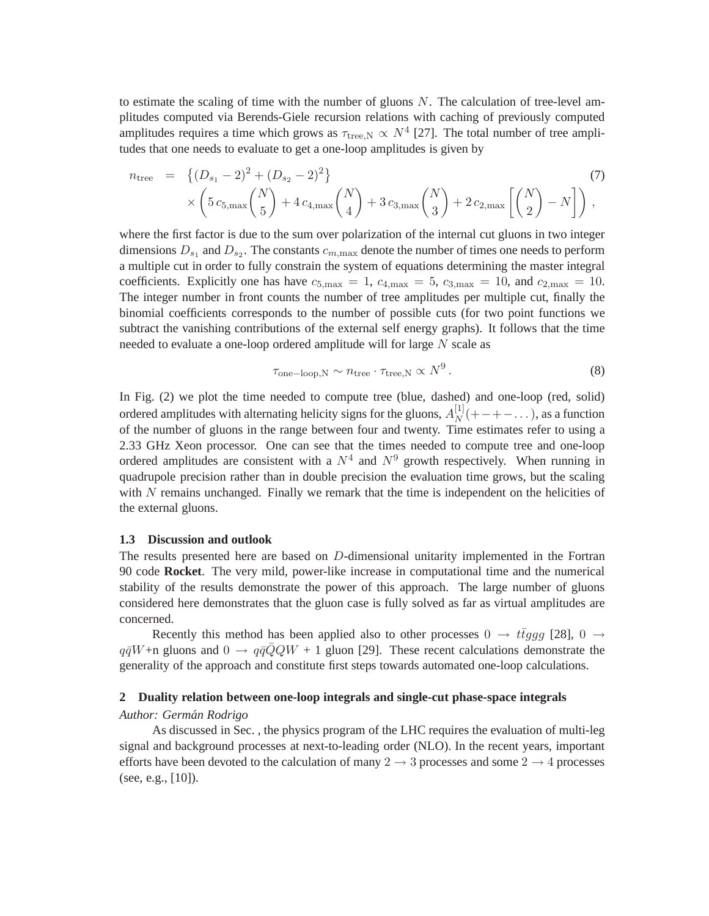to estimate the scaling of time with the number of gluons $N$. The calculation of tree-level amplitudes computed via Berends-Giele recursion relations with caching of previously computed amplitudes requires a time which grows as $\tau_{\rm tree,N} \propto N^4$ [27]. The total number of tree amplitudes that one needs to evaluate to get a one-loop amplitudes is given by

$$
\begin{aligned}
n_{\rm tree} &= \left\{(D_{s_1}-2)^2 + (D_{s_2}-2)^2\right\} \\
&\quad \times \left(5\, c_{5,\max}\binom{N}{5} + 4\, c_{4,\max}\binom{N}{4} + 3\, c_{3,\max}\binom{N}{3} + 2\, c_{2,\max}\left[\binom{N}{2} - N\right]\right) ,
\end{aligned} \tag{7}
$$

where the first factor is due to the sum over polarization of the internal cut gluons in two integer dimensions $D_{s_1}$ and $D_{s_2}$. The constants $c_{m,\max}$ denote the number of times one needs to perform a multiple cut in order to fully constrain the system of equations determining the master integral coefficients. Explicitly one has have $c_{5,\max} = 1$, $c_{4,\max} = 5$, $c_{3,\max} = 10$, and $c_{2,\max} = 10$. The integer number in front counts the number of tree amplitudes per multiple cut, finally the binomial coefficients corresponds to the number of possible cuts (for two point functions we subtract the vanishing contributions of the external self energy graphs). It follows that the time needed to evaluate a one-loop ordered amplitude will for large $N$ scale as

$$
\tau_{\rm one-loop,N} \sim n_{\rm tree} \cdot \tau_{\rm tree,N} \propto N^9 \,. \tag{8}
$$

In Fig. (2) we plot the time needed to compute tree (blue, dashed) and one-loop (red, solid) ordered amplitudes with alternating helicity signs for the gluons, $A_N^{[1]}(+-+-\dots)$, as a function of the number of gluons in the range between four and twenty. Time estimates refer to using a 2.33 GHz Xeon processor. One can see that the times needed to compute tree and one-loop ordered amplitudes are consistent with a $N^4$ and $N^9$ growth respectively. When running in quadrupole precision rather than in double precision the evaluation time grows, but the scaling with $N$ remains unchanged. Finally we remark that the time is independent on the helicities of the external gluons.

### 1.3 Discussion and outlook

The results presented here are based on $D$-dimensional unitarity implemented in the Fortran 90 code **Rocket**. The very mild, power-like increase in computational time and the numerical stability of the results demonstrate the power of this approach. The large number of gluons considered here demonstrates that the gluon case is fully solved as far as virtual amplitudes are concerned.

Recently this method has been applied also to other processes $0 \to t\bar{t}ggg$ [28], $0 \to q\bar{q}W$+n gluons and $0 \to q\bar{q}\bar{Q}QW$ + 1 gluon [29]. These recent calculations demonstrate the generality of the approach and constitute first steps towards automated one-loop calculations.

## 2 Duality relation between one-loop integrals and single-cut phase-space integrals

*Author: Germán Rodrigo*

As discussed in Sec. , the physics program of the LHC requires the evaluation of multi-leg signal and background processes at next-to-leading order (NLO). In the recent years, important efforts have been devoted to the calculation of many $2 \to 3$ processes and some $2 \to 4$ processes (see, e.g., [10]).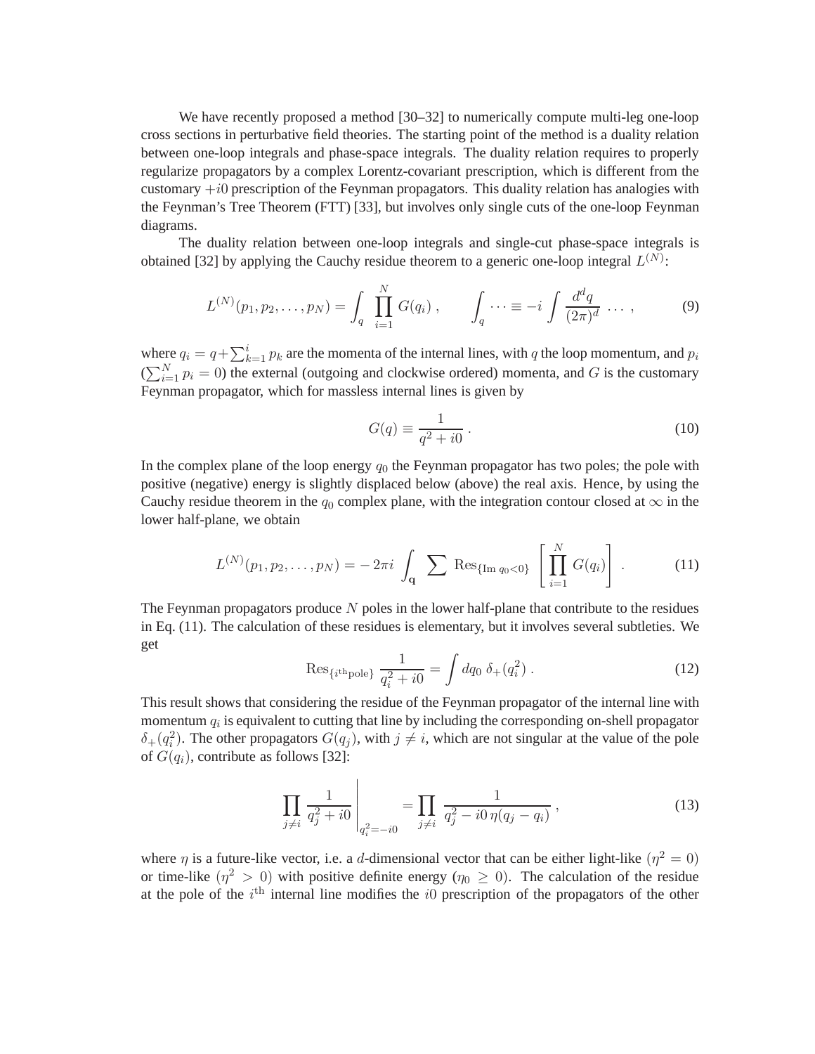We have recently proposed a method [30–32] to numerically compute multi-leg one-loop cross sections in perturbative field theories. The starting point of the method is a duality relation between one-loop integrals and phase-space integrals. The duality relation requires to properly regularize propagators by a complex Lorentz-covariant prescription, which is different from the customary $+i0$ prescription of the Feynman propagators. This duality relation has analogies with the Feynman's Tree Theorem (FTT) [33], but involves only single cuts of the one-loop Feynman diagrams.

The duality relation between one-loop integrals and single-cut phase-space integrals is obtained [32] by applying the Cauchy residue theorem to a generic one-loop integral $L^{(N)}$:

$$L^{(N)}(p_1, p_2, \dots, p_N) = \int_q \prod_{i=1}^{N} G(q_i) \,, \qquad \int_q \cdots \equiv -i \int \frac{d^d q}{(2\pi)^d} \cdots \,, \tag{9}$$

where $q_i = q + \sum_{k=1}^{i} p_k$ are the momenta of the internal lines, with $q$ the loop momentum, and $p_i$ ($\sum_{i=1}^{N} p_i = 0$) the external (outgoing and clockwise ordered) momenta, and $G$ is the customary Feynman propagator, which for massless internal lines is given by

$$G(q) \equiv \frac{1}{q^2 + i0} \,. \tag{10}$$

In the complex plane of the loop energy $q_0$ the Feynman propagator has two poles; the pole with positive (negative) energy is slightly displaced below (above) the real axis. Hence, by using the Cauchy residue theorem in the $q_0$ complex plane, with the integration contour closed at $\infty$ in the lower half-plane, we obtain

$$L^{(N)}(p_1, p_2, \dots, p_N) = -2\pi i \int_{\mathbf{q}} \sum \mathrm{Res}_{\{\mathrm{Im}\, q_0 < 0\}} \left[ \prod_{i=1}^{N} G(q_i) \right] \,. \tag{11}$$

The Feynman propagators produce $N$ poles in the lower half-plane that contribute to the residues in Eq. (11). The calculation of these residues is elementary, but it involves several subtleties. We get

$$\mathrm{Res}_{\{i^{\mathrm{th}}\mathrm{pole}\}} \frac{1}{q_i^2 + i0} = \int dq_0 \; \delta_+(q_i^2) \,. \tag{12}$$

This result shows that considering the residue of the Feynman propagator of the internal line with momentum $q_i$ is equivalent to cutting that line by including the corresponding on-shell propagator $\delta_+(q_i^2)$. The other propagators $G(q_j)$, with $j \neq i$, which are not singular at the value of the pole of $G(q_i)$, contribute as follows [32]:

$$\prod_{j \neq i} \frac{1}{q_j^2 + i0} \Bigg|_{q_i^2 = -i0} = \prod_{j \neq i} \frac{1}{q_j^2 - i0\, \eta(q_j - q_i)} \,, \tag{13}$$

where $\eta$ is a future-like vector, i.e. a $d$-dimensional vector that can be either light-like ($\eta^2 = 0$) or time-like ($\eta^2 > 0$) with positive definite energy ($\eta_0 \geq 0$). The calculation of the residue at the pole of the $i^{\mathrm{th}}$ internal line modifies the $i0$ prescription of the propagators of the other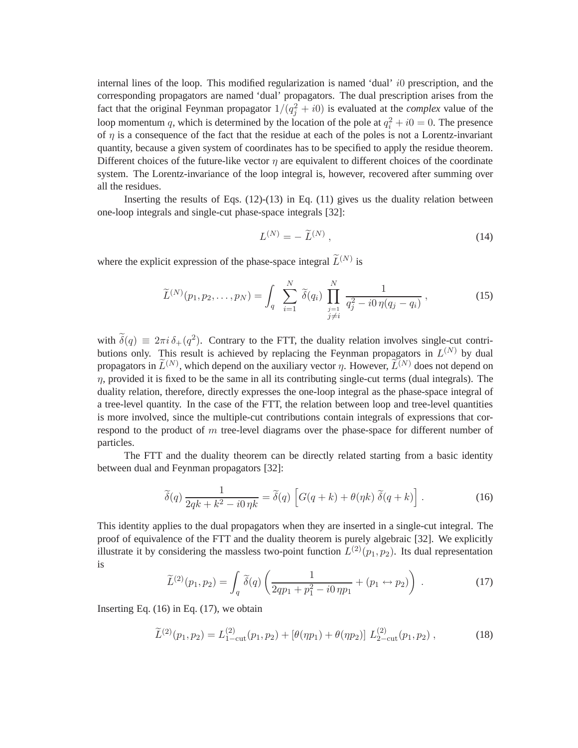internal lines of the loop. This modified regularization is named 'dual' $i0$ prescription, and the corresponding propagators are named 'dual' propagators. The dual prescription arises from the fact that the original Feynman propagator $1/(q_j^2 + i0)$ is evaluated at the *complex* value of the loop momentum $q$, which is determined by the location of the pole at $q_i^2 + i0 = 0$. The presence of $\eta$ is a consequence of the fact that the residue at each of the poles is not a Lorentz-invariant quantity, because a given system of coordinates has to be specified to apply the residue theorem. Different choices of the future-like vector $\eta$ are equivalent to different choices of the coordinate system. The Lorentz-invariance of the loop integral is, however, recovered after summing over all the residues.

Inserting the results of Eqs. (12)-(13) in Eq. (11) gives us the duality relation between one-loop integrals and single-cut phase-space integrals [32]:

$$L^{(N)} = - \widetilde{L}^{(N)} \,, \tag{14}$$

where the explicit expression of the phase-space integral $\widetilde{L}^{(N)}$ is

$$\widetilde{L}^{(N)}(p_1, p_2, \dots, p_N) = \int_q \; \sum_{i=1}^{N} \, \widetilde{\delta}(q_i) \, \prod_{\substack{j=1 \\ j \neq i}}^{N} \, \frac{1}{q_j^2 - i0 \, \eta(q_j - q_i)} \,, \tag{15}$$

with $\widetilde{\delta}(q) \equiv 2\pi i \, \delta_+(q^2)$. Contrary to the FTT, the duality relation involves single-cut contributions only. This result is achieved by replacing the Feynman propagators in $L^{(N)}$ by dual propagators in $\widetilde{L}^{(N)}$, which depend on the auxiliary vector $\eta$. However, $\widetilde{L}^{(N)}$ does not depend on $\eta$, provided it is fixed to be the same in all its contributing single-cut terms (dual integrals). The duality relation, therefore, directly expresses the one-loop integral as the phase-space integral of a tree-level quantity. In the case of the FTT, the relation between loop and tree-level quantities is more involved, since the multiple-cut contributions contain integrals of expressions that correspond to the product of $m$ tree-level diagrams over the phase-space for different number of particles.

The FTT and the duality theorem can be directly related starting from a basic identity between dual and Feynman propagators [32]:

$$\widetilde{\delta}(q) \, \frac{1}{2qk + k^2 - i0 \, \eta k} = \widetilde{\delta}(q) \, \left[ G(q+k) + \theta(\eta k) \, \widetilde{\delta}(q+k) \right] \,. \tag{16}$$

This identity applies to the dual propagators when they are inserted in a single-cut integral. The proof of equivalence of the FTT and the duality theorem is purely algebraic [32]. We explicitly illustrate it by considering the massless two-point function $L^{(2)}(p_1, p_2)$. Its dual representation is

$$\widetilde{L}^{(2)}(p_1, p_2) = \int_q \widetilde{\delta}(q) \left( \frac{1}{2qp_1 + p_1^2 - i0 \, \eta p_1} + (p_1 \leftrightarrow p_2) \right) \,. \tag{17}$$

Inserting Eq. (16) in Eq. (17), we obtain

$$\widetilde{L}^{(2)}(p_1, p_2) = L^{(2)}_{1-\mathrm{cut}}(p_1, p_2) + \left[ \theta(\eta p_1) + \theta(\eta p_2) \right] \, L^{(2)}_{2-\mathrm{cut}}(p_1, p_2) \,, \tag{18}$$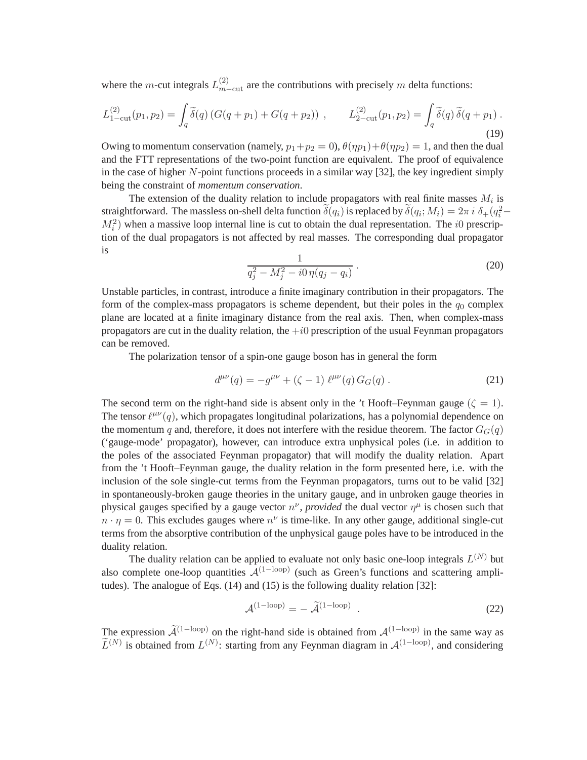where the $m$-cut integrals $L^{(2)}_{m-\mathrm{cut}}$ are the contributions with precisely $m$ delta functions:

$$
L^{(2)}_{1-\mathrm{cut}}(p_1,p_2) = \int_q \widetilde{\delta}(q) \left( G(q+p_1) + G(q+p_2) \right) \; , \qquad L^{(2)}_{2-\mathrm{cut}}(p_1,p_2) = \int_q \widetilde{\delta}(q) \, \widetilde{\delta}(q+p_1) \; . \tag{19}
$$

Owing to momentum conservation (namely, $p_1+p_2=0$), $\theta(\eta p_1)+\theta(\eta p_2)=1$, and then the dual and the FTT representations of the two-point function are equivalent. The proof of equivalence in the case of higher $N$-point functions proceeds in a similar way [32], the key ingredient simply being the constraint of *momentum conservation*.

The extension of the duality relation to include propagators with real finite masses $M_i$ is straightforward. The massless on-shell delta function $\widetilde{\delta}(q_i)$ is replaced by $\widetilde{\delta}(q_i; M_i) = 2\pi \, i \; \delta_+(q_i^2 - M_i^2)$ when a massive loop internal line is cut to obtain the dual representation. The $i0$ prescription of the dual propagators is not affected by real masses. The corresponding dual propagator is

$$
\frac{1}{q_j^2 - M_j^2 - i0 \, \eta(q_j - q_i)} \; . \tag{20}
$$

Unstable particles, in contrast, introduce a finite imaginary contribution in their propagators. The form of the complex-mass propagators is scheme dependent, but their poles in the $q_0$ complex plane are located at a finite imaginary distance from the real axis. Then, when complex-mass propagators are cut in the duality relation, the $+i0$ prescription of the usual Feynman propagators can be removed.

The polarization tensor of a spin-one gauge boson has in general the form

$$
d^{\mu\nu}(q) = -g^{\mu\nu} + (\zeta - 1) \; \ell^{\mu\nu}(q) \, G_G(q) \; . \tag{21}
$$

The second term on the right-hand side is absent only in the 't Hooft–Feynman gauge ($\zeta = 1$). The tensor $\ell^{\mu\nu}(q)$, which propagates longitudinal polarizations, has a polynomial dependence on the momentum $q$ and, therefore, it does not interfere with the residue theorem. The factor $G_G(q)$ ('gauge-mode' propagator), however, can introduce extra unphysical poles (i.e. in addition to the poles of the associated Feynman propagator) that will modify the duality relation. Apart from the 't Hooft–Feynman gauge, the duality relation in the form presented here, i.e. with the inclusion of the sole single-cut terms from the Feynman propagators, turns out to be valid [32] in spontaneously-broken gauge theories in the unitary gauge, and in unbroken gauge theories in physical gauges specified by a gauge vector $n^\nu$, *provided* the dual vector $\eta^\mu$ is chosen such that $n \cdot \eta = 0$. This excludes gauges where $n^\nu$ is time-like. In any other gauge, additional single-cut terms from the absorptive contribution of the unphysical gauge poles have to be introduced in the duality relation.

The duality relation can be applied to evaluate not only basic one-loop integrals $L^{(N)}$ but also complete one-loop quantities $\mathcal{A}^{(1-\mathrm{loop})}$ (such as Green's functions and scattering amplitudes). The analogue of Eqs. (14) and (15) is the following duality relation [32]:

$$
\mathcal{A}^{(1-\mathrm{loop})} = - \, \widetilde{\mathcal{A}}^{(1-\mathrm{loop})} \quad . \tag{22}
$$

The expression $\widetilde{\mathcal{A}}^{(1-\mathrm{loop})}$ on the right-hand side is obtained from $\mathcal{A}^{(1-\mathrm{loop})}$ in the same way as $\widetilde{L}^{(N)}$ is obtained from $L^{(N)}$: starting from any Feynman diagram in $\mathcal{A}^{(1-\mathrm{loop})}$, and considering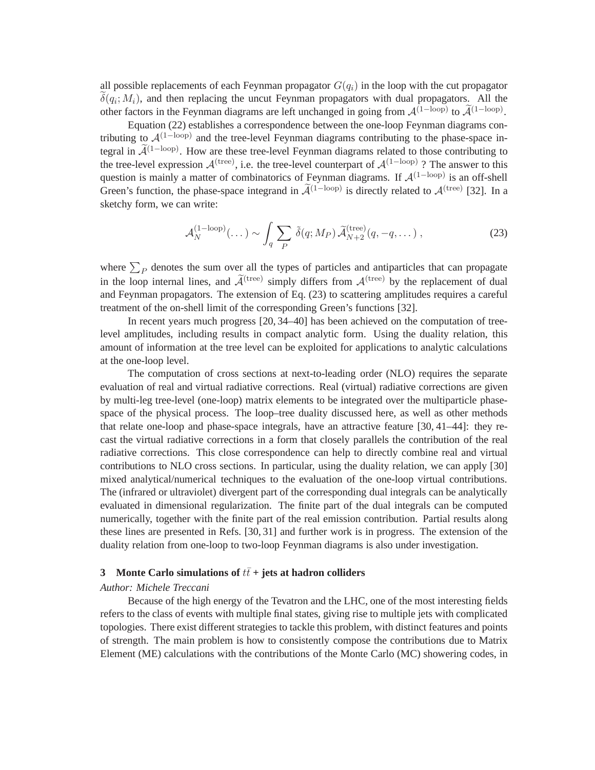all possible replacements of each Feynman propagator $G(q_i)$ in the loop with the cut propagator $\widetilde{\delta}(q_i; M_i)$, and then replacing the uncut Feynman propagators with dual propagators. All the other factors in the Feynman diagrams are left unchanged in going from $\mathcal{A}^{(1-\text{loop})}$ to $\widetilde{\mathcal{A}}^{(1-\text{loop})}$.

Equation (22) establishes a correspondence between the one-loop Feynman diagrams contributing to $\mathcal{A}^{(1-\text{loop})}$ and the tree-level Feynman diagrams contributing to the phase-space integral in $\widetilde{\mathcal{A}}^{(1-\text{loop})}$. How are these tree-level Feynman diagrams related to those contributing to the tree-level expression $\mathcal{A}^{(\text{tree})}$, i.e. the tree-level counterpart of $\mathcal{A}^{(1-\text{loop})}$ ? The answer to this question is mainly a matter of combinatorics of Feynman diagrams. If $\mathcal{A}^{(1-\text{loop})}$ is an off-shell Green's function, the phase-space integrand in $\widetilde{\mathcal{A}}^{(1-\text{loop})}$ is directly related to $\mathcal{A}^{(\text{tree})}$ [32]. In a sketchy form, we can write:

$$\mathcal{A}_N^{(1-\text{loop})}(\dots) \sim \int_q \sum_P \tilde{\delta}(q; M_P)\, \widetilde{\mathcal{A}}_{N+2}^{(\text{tree})}(q, -q, \dots)\,, \tag{23}$$

where $\sum_P$ denotes the sum over all the types of particles and antiparticles that can propagate in the loop internal lines, and $\widetilde{\mathcal{A}}^{(\text{tree})}$ simply differs from $\mathcal{A}^{(\text{tree})}$ by the replacement of dual and Feynman propagators. The extension of Eq. (23) to scattering amplitudes requires a careful treatment of the on-shell limit of the corresponding Green's functions [32].

In recent years much progress [20, 34–40] has been achieved on the computation of tree-level amplitudes, including results in compact analytic form. Using the duality relation, this amount of information at the tree level can be exploited for applications to analytic calculations at the one-loop level.

The computation of cross sections at next-to-leading order (NLO) requires the separate evaluation of real and virtual radiative corrections. Real (virtual) radiative corrections are given by multi-leg tree-level (one-loop) matrix elements to be integrated over the multiparticle phase-space of the physical process. The loop–tree duality discussed here, as well as other methods that relate one-loop and phase-space integrals, have an attractive feature [30, 41–44]: they recast the virtual radiative corrections in a form that closely parallels the contribution of the real radiative corrections. This close correspondence can help to directly combine real and virtual contributions to NLO cross sections. In particular, using the duality relation, we can apply [30] mixed analytical/numerical techniques to the evaluation of the one-loop virtual contributions. The (infrared or ultraviolet) divergent part of the corresponding dual integrals can be analytically evaluated in dimensional regularization. The finite part of the dual integrals can be computed numerically, together with the finite part of the real emission contribution. Partial results along these lines are presented in Refs. [30, 31] and further work is in progress. The extension of the duality relation from one-loop to two-loop Feynman diagrams is also under investigation.

## 3 Monte Carlo simulations of $t\bar{t}$ + jets at hadron colliders

*Author: Michele Treccani*

Because of the high energy of the Tevatron and the LHC, one of the most interesting fields refers to the class of events with multiple final states, giving rise to multiple jets with complicated topologies. There exist different strategies to tackle this problem, with distinct features and points of strength. The main problem is how to consistently compose the contributions due to Matrix Element (ME) calculations with the contributions of the Monte Carlo (MC) showering codes, in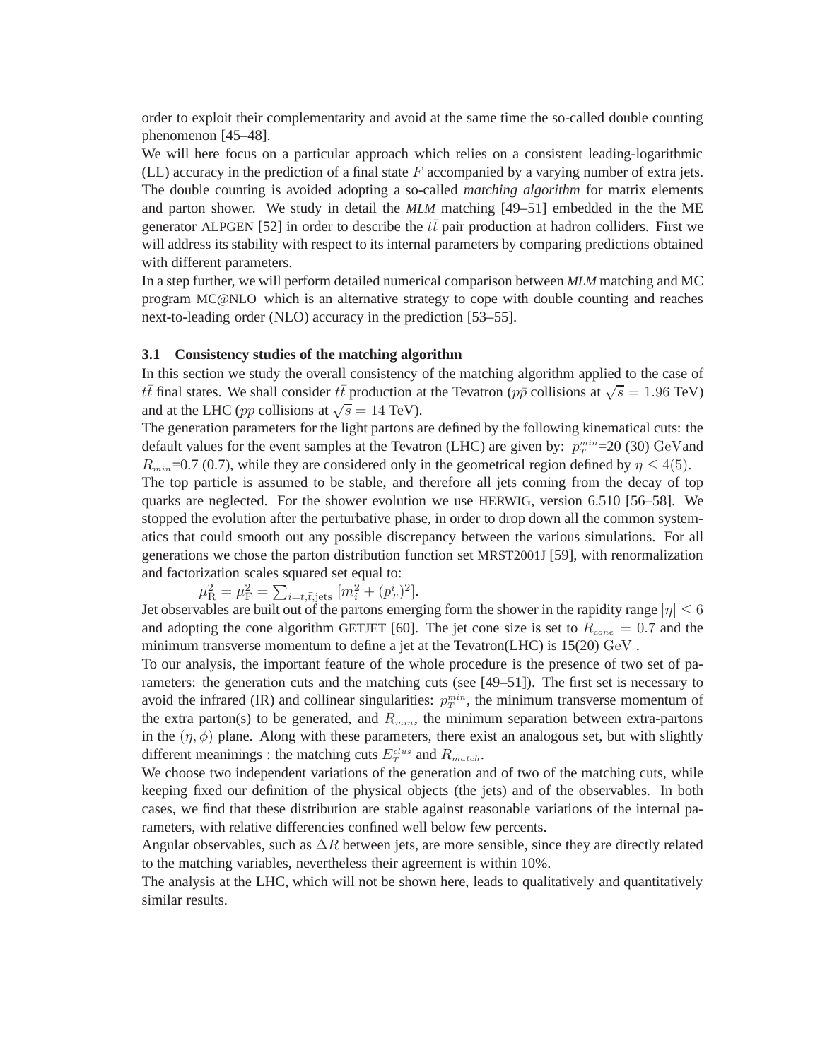order to exploit their complementarity and avoid at the same time the so-called double counting phenomenon [45–48].

We will here focus on a particular approach which relies on a consistent leading-logarithmic (LL) accuracy in the prediction of a final state $F$ accompanied by a varying number of extra jets. The double counting is avoided adopting a so-called *matching algorithm* for matrix elements and parton shower. We study in detail the *MLM* matching [49–51] embedded in the the ME generator ALPGEN [52] in order to describe the $t\bar{t}$ pair production at hadron colliders. First we will address its stability with respect to its internal parameters by comparing predictions obtained with different parameters.

In a step further, we will perform detailed numerical comparison between *MLM* matching and MC program MC@NLO which is an alternative strategy to cope with double counting and reaches next-to-leading order (NLO) accuracy in the prediction [53–55].

### 3.1 Consistency studies of the matching algorithm

In this section we study the overall consistency of the matching algorithm applied to the case of $t\bar{t}$ final states. We shall consider $t\bar{t}$ production at the Tevatron ($p\bar{p}$ collisions at $\sqrt{s} = 1.96$ TeV) and at the LHC ($pp$ collisions at $\sqrt{s} = 14$ TeV).

The generation parameters for the light partons are defined by the following kinematical cuts: the default values for the event samples at the Tevatron (LHC) are given by: $p_T^{min}$=20 (30) GeVand $R_{min}$=0.7 (0.7), while they are considered only in the geometrical region defined by $\eta \leq 4(5)$.

The top particle is assumed to be stable, and therefore all jets coming from the decay of top quarks are neglected. For the shower evolution we use HERWIG, version 6.510 [56–58]. We stopped the evolution after the perturbative phase, in order to drop down all the common systematics that could smooth out any possible discrepancy between the various simulations. For all generations we chose the parton distribution function set MRST2001J [59], with renormalization and factorization scales squared set equal to:

$$\mu_{\rm R}^2 = \mu_{\rm F}^2 = \sum_{i=t,\bar{t},\rm jets} [m_i^2 + (p_T^i)^2].$$

Jet observables are built out of the partons emerging form the shower in the rapidity range $|\eta| \leq 6$ and adopting the cone algorithm GETJET [60]. The jet cone size is set to $R_{cone} = 0.7$ and the minimum transverse momentum to define a jet at the Tevatron(LHC) is 15(20) GeV .

To our analysis, the important feature of the whole procedure is the presence of two set of parameters: the generation cuts and the matching cuts (see [49–51]). The first set is necessary to avoid the infrared (IR) and collinear singularities: $p_T^{min}$, the minimum transverse momentum of the extra parton(s) to be generated, and $R_{min}$, the minimum separation between extra-partons in the $(\eta, \phi)$ plane. Along with these parameters, there exist an analogous set, but with slightly different meaninings : the matching cuts $E_T^{clus}$ and $R_{match}$.

We choose two independent variations of the generation and of two of the matching cuts, while keeping fixed our definition of the physical objects (the jets) and of the observables. In both cases, we find that these distribution are stable against reasonable variations of the internal parameters, with relative differencies confined well below few percents.

Angular observables, such as $\Delta R$ between jets, are more sensible, since they are directly related to the matching variables, nevertheless their agreement is within 10%.

The analysis at the LHC, which will not be shown here, leads to qualitatively and quantitatively similar results.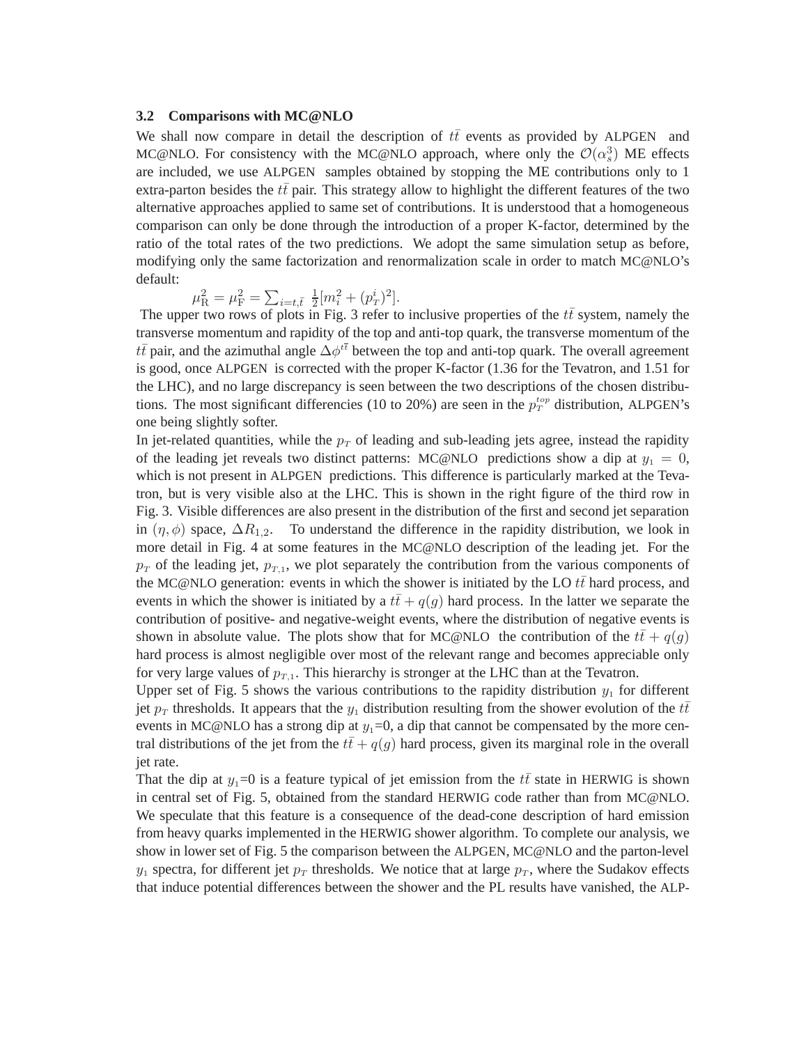### 3.2 Comparisons with MC@NLO

We shall now compare in detail the description of $t\bar{t}$ events as provided by ALPGEN and MC@NLO. For consistency with the MC@NLO approach, where only the $\mathcal{O}(\alpha_s^3)$ ME effects are included, we use ALPGEN samples obtained by stopping the ME contributions only to 1 extra-parton besides the $t\bar{t}$ pair. This strategy allow to highlight the different features of the two alternative approaches applied to same set of contributions. It is understood that a homogeneous comparison can only be done through the introduction of a proper K-factor, determined by the ratio of the total rates of the two predictions. We adopt the same simulation setup as before, modifying only the same factorization and renormalization scale in order to match MC@NLO's default:

$$\mu_{\rm R}^2 = \mu_{\rm F}^2 = \sum_{i=t,\bar{t}} \frac{1}{2}[m_i^2 + (p_T^i)^2].$$

The upper two rows of plots in Fig. 3 refer to inclusive properties of the $t\bar{t}$ system, namely the transverse momentum and rapidity of the top and anti-top quark, the transverse momentum of the $t\bar{t}$ pair, and the azimuthal angle $\Delta\phi^{t\bar{t}}$ between the top and anti-top quark. The overall agreement is good, once ALPGEN is corrected with the proper K-factor (1.36 for the Tevatron, and 1.51 for the LHC), and no large discrepancy is seen between the two descriptions of the chosen distributions. The most significant differencies (10 to 20%) are seen in the $p_T^{top}$ distribution, ALPGEN's one being slightly softer.

In jet-related quantities, while the $p_T$ of leading and sub-leading jets agree, instead the rapidity of the leading jet reveals two distinct patterns: MC@NLO predictions show a dip at $y_1 = 0$, which is not present in ALPGEN predictions. This difference is particularly marked at the Tevatron, but is very visible also at the LHC. This is shown in the right figure of the third row in Fig. 3. Visible differences are also present in the distribution of the first and second jet separation in $(\eta, \phi)$ space, $\Delta R_{1,2}$. To understand the difference in the rapidity distribution, we look in more detail in Fig. 4 at some features in the MC@NLO description of the leading jet. For the $p_T$ of the leading jet, $p_{T,1}$, we plot separately the contribution from the various components of the MC@NLO generation: events in which the shower is initiated by the LO $t\bar{t}$ hard process, and events in which the shower is initiated by a $t\bar{t} + q(g)$ hard process. In the latter we separate the contribution of positive- and negative-weight events, where the distribution of negative events is shown in absolute value. The plots show that for MC@NLO the contribution of the $t\bar{t} + q(g)$ hard process is almost negligible over most of the relevant range and becomes appreciable only for very large values of $p_{T,1}$. This hierarchy is stronger at the LHC than at the Tevatron.

Upper set of Fig. 5 shows the various contributions to the rapidity distribution $y_1$ for different jet $p_T$ thresholds. It appears that the $y_1$ distribution resulting from the shower evolution of the $t\bar{t}$ events in MC@NLO has a strong dip at $y_1$=0, a dip that cannot be compensated by the more central distributions of the jet from the $t\bar{t} + q(g)$ hard process, given its marginal role in the overall jet rate.

That the dip at $y_1$=0 is a feature typical of jet emission from the $t\bar{t}$ state in HERWIG is shown in central set of Fig. 5, obtained from the standard HERWIG code rather than from MC@NLO. We speculate that this feature is a consequence of the dead-cone description of hard emission from heavy quarks implemented in the HERWIG shower algorithm. To complete our analysis, we show in lower set of Fig. 5 the comparison between the ALPGEN, MC@NLO and the parton-level $y_1$ spectra, for different jet $p_T$ thresholds. We notice that at large $p_T$, where the Sudakov effects that induce potential differences between the shower and the PL results have vanished, the ALP-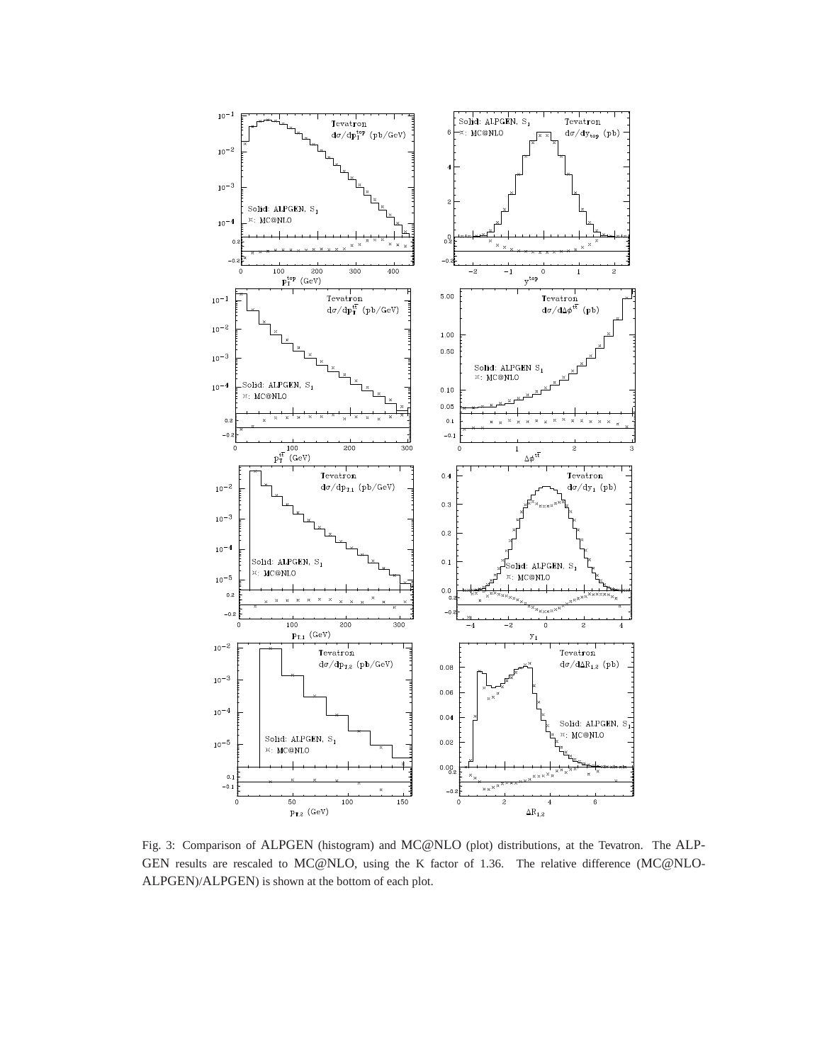Fig. 3: Comparison of ALPGEN (histogram) and MC@NLO (plot) distributions, at the Tevatron. The ALPGEN results are rescaled to MC@NLO, using the K factor of 1.36. The relative difference (MC@NLO-ALPGEN)/ALPGEN) is shown at the bottom of each plot.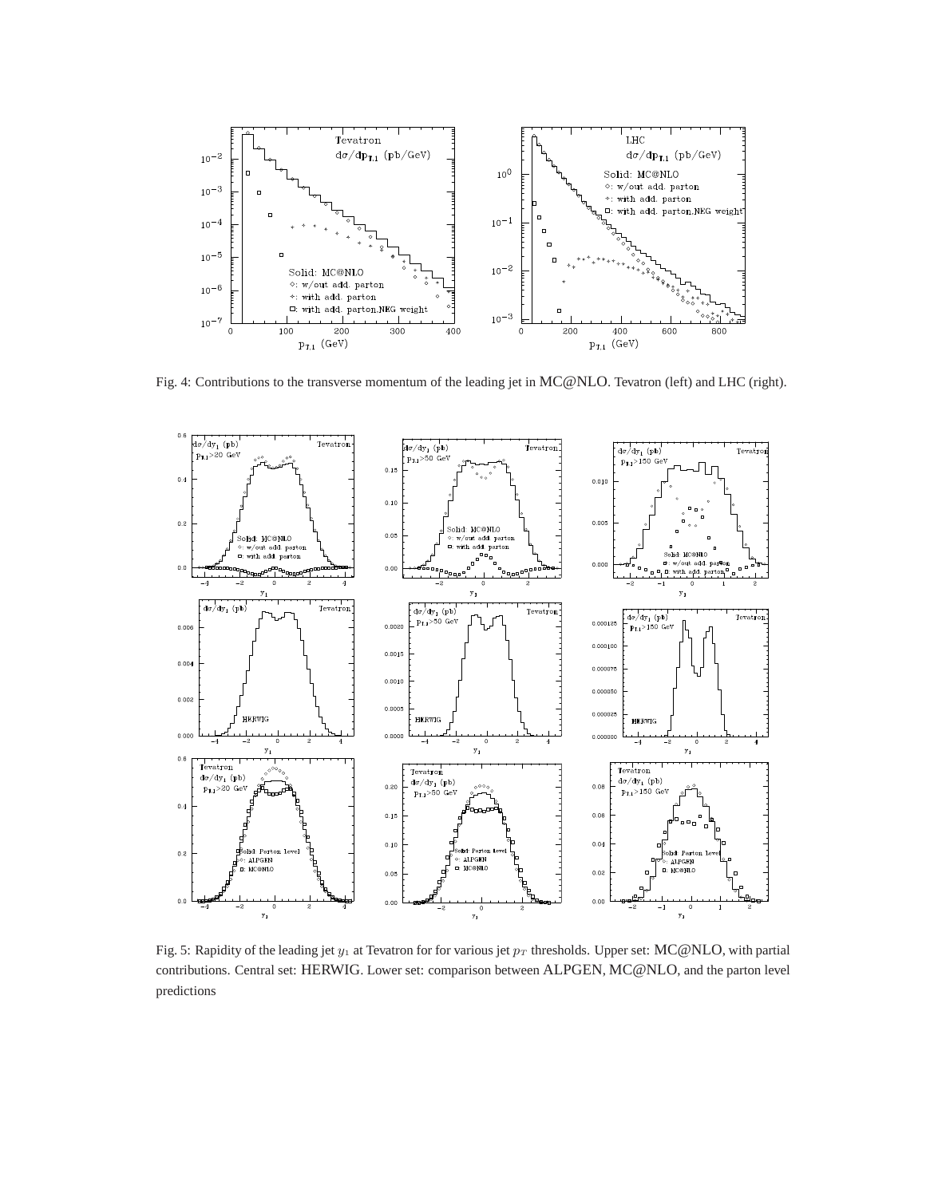Fig. 4: Contributions to the transverse momentum of the leading jet in MC@NLO. Tevatron (left) and LHC (right).

Fig. 5: Rapidity of the leading jet $y_1$ at Tevatron for for various jet $p_T$ thresholds. Upper set: MC@NLO, with partial contributions. Central set: HERWIG. Lower set: comparison between ALPGEN, MC@NLO, and the parton level predictions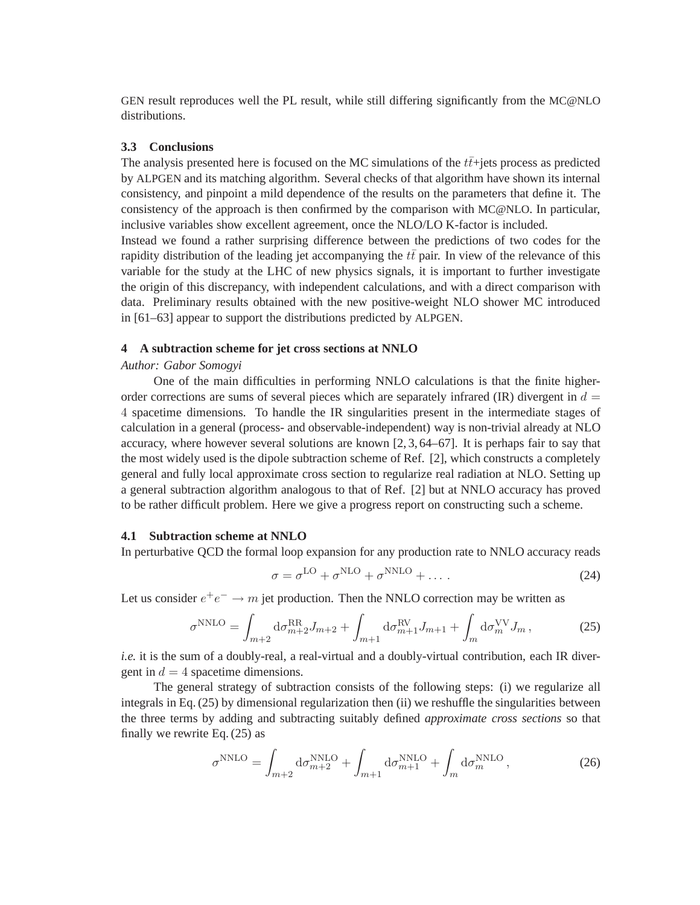GEN result reproduces well the PL result, while still differing significantly from the MC@NLO distributions.

### 3.3 Conclusions

The analysis presented here is focused on the MC simulations of the $t\bar{t}$+jets process as predicted by ALPGEN and its matching algorithm. Several checks of that algorithm have shown its internal consistency, and pinpoint a mild dependence of the results on the parameters that define it. The consistency of the approach is then confirmed by the comparison with MC@NLO. In particular, inclusive variables show excellent agreement, once the NLO/LO K-factor is included.

Instead we found a rather surprising difference between the predictions of two codes for the rapidity distribution of the leading jet accompanying the $t\bar{t}$ pair. In view of the relevance of this variable for the study at the LHC of new physics signals, it is important to further investigate the origin of this discrepancy, with independent calculations, and with a direct comparison with data. Preliminary results obtained with the new positive-weight NLO shower MC introduced in [61–63] appear to support the distributions predicted by ALPGEN.

## 4 A subtraction scheme for jet cross sections at NNLO

*Author: Gabor Somogyi*

One of the main difficulties in performing NNLO calculations is that the finite higher-order corrections are sums of several pieces which are separately infrared (IR) divergent in $d = 4$ spacetime dimensions. To handle the IR singularities present in the intermediate stages of calculation in a general (process- and observable-independent) way is non-trivial already at NLO accuracy, where however several solutions are known [2, 3, 64–67]. It is perhaps fair to say that the most widely used is the dipole subtraction scheme of Ref. [2], which constructs a completely general and fully local approximate cross section to regularize real radiation at NLO. Setting up a general subtraction algorithm analogous to that of Ref. [2] but at NNLO accuracy has proved to be rather difficult problem. Here we give a progress report on constructing such a scheme.

### 4.1 Subtraction scheme at NNLO

In perturbative QCD the formal loop expansion for any production rate to NNLO accuracy reads

$$\sigma = \sigma^{\mathrm{LO}} + \sigma^{\mathrm{NLO}} + \sigma^{\mathrm{NNLO}} + \dots \,. \tag{24}$$

Let us consider $e^+e^- \to m$ jet production. Then the NNLO correction may be written as

$$\sigma^{\mathrm{NNLO}} = \int_{m+2} \mathrm{d}\sigma^{\mathrm{RR}}_{m+2} J_{m+2} + \int_{m+1} \mathrm{d}\sigma^{\mathrm{RV}}_{m+1} J_{m+1} + \int_{m} \mathrm{d}\sigma^{\mathrm{VV}}_{m} J_{m} \,, \tag{25}$$

*i.e.* it is the sum of a doubly-real, a real-virtual and a doubly-virtual contribution, each IR divergent in $d = 4$ spacetime dimensions.

The general strategy of subtraction consists of the following steps: (i) we regularize all integrals in Eq. (25) by dimensional regularization then (ii) we reshuffle the singularities between the three terms by adding and subtracting suitably defined *approximate cross sections* so that finally we rewrite Eq. (25) as

$$\sigma^{\mathrm{NNLO}} = \int_{m+2} \mathrm{d}\sigma^{\mathrm{NNLO}}_{m+2} + \int_{m+1} \mathrm{d}\sigma^{\mathrm{NNLO}}_{m+1} + \int_{m} \mathrm{d}\sigma^{\mathrm{NNLO}}_{m} \,, \tag{26}$$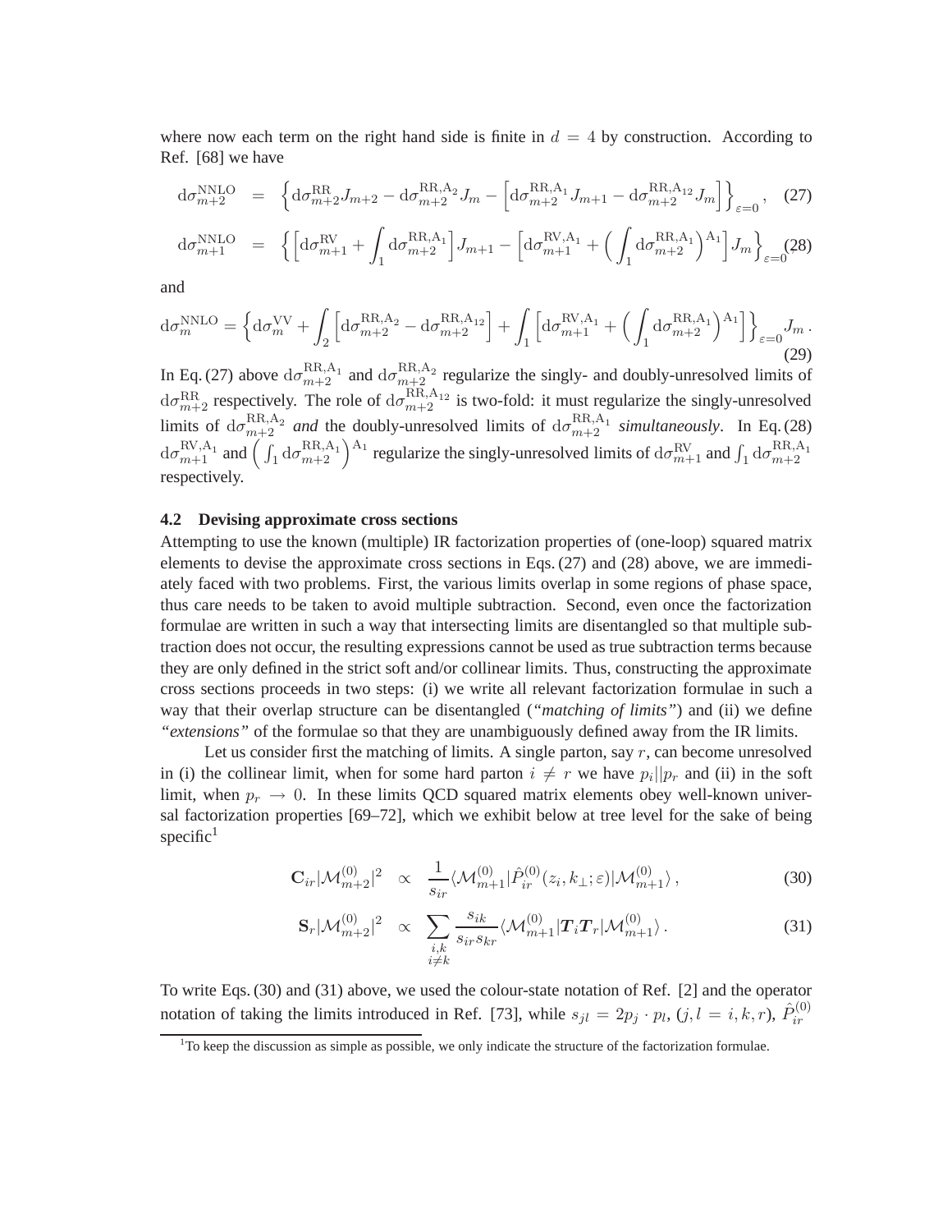where now each term on the right hand side is finite in $d = 4$ by construction. According to Ref. [68] we have

$$
\mathrm{d}\sigma^{\mathrm{NNLO}}_{m+2} = \Big\{ \mathrm{d}\sigma^{\mathrm{RR}}_{m+2} J_{m+2} - \mathrm{d}\sigma^{\mathrm{RR,A_2}}_{m+2} J_m - \Big[ \mathrm{d}\sigma^{\mathrm{RR,A_1}}_{m+2} J_{m+1} - \mathrm{d}\sigma^{\mathrm{RR,A_{12}}}_{m+2} J_m \Big] \Big\}_{\varepsilon=0} , \quad (27)
$$

$$
\mathrm{d}\sigma^{\mathrm{NNLO}}_{m+1} = \Big\{ \Big[ \mathrm{d}\sigma^{\mathrm{RV}}_{m+1} + \int_1 \mathrm{d}\sigma^{\mathrm{RR,A_1}}_{m+2} \Big] J_{m+1} - \Big[ \mathrm{d}\sigma^{\mathrm{RV,A_1}}_{m+1} + \Big( \int_1 \mathrm{d}\sigma^{\mathrm{RR,A_1}}_{m+2} \Big)^{\mathrm{A_1}} \Big] J_m \Big\}_{\varepsilon=0} \quad (28)
$$

and

$$
\mathrm{d}\sigma^{\mathrm{NNLO}}_{m} = \Big\{ \mathrm{d}\sigma^{\mathrm{VV}}_{m} + \int_2 \Big[ \mathrm{d}\sigma^{\mathrm{RR,A_2}}_{m+2} - \mathrm{d}\sigma^{\mathrm{RR,A_{12}}}_{m+2} \Big] + \int_1 \Big[ \mathrm{d}\sigma^{\mathrm{RV,A_1}}_{m+1} + \Big( \int_1 \mathrm{d}\sigma^{\mathrm{RR,A_1}}_{m+2} \Big)^{\mathrm{A_1}} \Big] \Big\}_{\varepsilon=0} J_m \, . \quad (29)
$$

In Eq. (27) above $\mathrm{d}\sigma^{\mathrm{RR,A_1}}_{m+2}$ and $\mathrm{d}\sigma^{\mathrm{RR,A_2}}_{m+2}$ regularize the singly- and doubly-unresolved limits of $\mathrm{d}\sigma^{\mathrm{RR}}_{m+2}$ respectively. The role of $\mathrm{d}\sigma^{\mathrm{RR,A_{12}}}_{m+2}$ is two-fold: it must regularize the singly-unresolved limits of $\mathrm{d}\sigma^{\mathrm{RR,A_2}}_{m+2}$ *and* the doubly-unresolved limits of $\mathrm{d}\sigma^{\mathrm{RR,A_1}}_{m+2}$ *simultaneously*. In Eq. (28) $\mathrm{d}\sigma^{\mathrm{RV,A_1}}_{m+1}$ and $\Big( \int_1 \mathrm{d}\sigma^{\mathrm{RR,A_1}}_{m+2} \Big)^{\mathrm{A_1}}$ regularize the singly-unresolved limits of $\mathrm{d}\sigma^{\mathrm{RV}}_{m+1}$ and $\int_1 \mathrm{d}\sigma^{\mathrm{RR,A_1}}_{m+2}$ respectively.

### 4.2 Devising approximate cross sections

Attempting to use the known (multiple) IR factorization properties of (one-loop) squared matrix elements to devise the approximate cross sections in Eqs. (27) and (28) above, we are immediately faced with two problems. First, the various limits overlap in some regions of phase space, thus care needs to be taken to avoid multiple subtraction. Second, even once the factorization formulae are written in such a way that intersecting limits are disentangled so that multiple subtraction does not occur, the resulting expressions cannot be used as true subtraction terms because they are only defined in the strict soft and/or collinear limits. Thus, constructing the approximate cross sections proceeds in two steps: (i) we write all relevant factorization formulae in such a way that their overlap structure can be disentangled (*"matching of limits"*) and (ii) we define *"extensions"* of the formulae so that they are unambiguously defined away from the IR limits.

Let us consider first the matching of limits. A single parton, say $r$, can become unresolved in (i) the collinear limit, when for some hard parton $i \neq r$ we have $p_i || p_r$ and (ii) in the soft limit, when $p_r \to 0$. In these limits QCD squared matrix elements obey well-known universal factorization properties [69–72], which we exhibit below at tree level for the sake of being specific[1]

$$
\mathbf{C}_{ir} |\mathcal{M}^{(0)}_{m+2}|^2 \;\propto\; \frac{1}{s_{ir}} \langle \mathcal{M}^{(0)}_{m+1} | \hat{P}^{(0)}_{ir}(z_i, k_\perp; \varepsilon) | \mathcal{M}^{(0)}_{m+1} \rangle \, , \quad (30)
$$

$$
\mathbf{S}_{r} |\mathcal{M}^{(0)}_{m+2}|^2 \;\propto\; \sum_{\substack{i,k \\ i\neq k}} \frac{s_{ik}}{s_{ir} s_{kr}} \langle \mathcal{M}^{(0)}_{m+1} | \boldsymbol{T}_i \boldsymbol{T}_r | \mathcal{M}^{(0)}_{m+1} \rangle \, . \quad (31)
$$

To write Eqs. (30) and (31) above, we used the colour-state notation of Ref. [2] and the operator notation of taking the limits introduced in Ref. [73], while $s_{jl} = 2 p_j \cdot p_l$, $(j, l = i, k, r)$, $\hat{P}^{(0)}_{ir}$

[1] To keep the discussion as simple as possible, we only indicate the structure of the factorization formulae.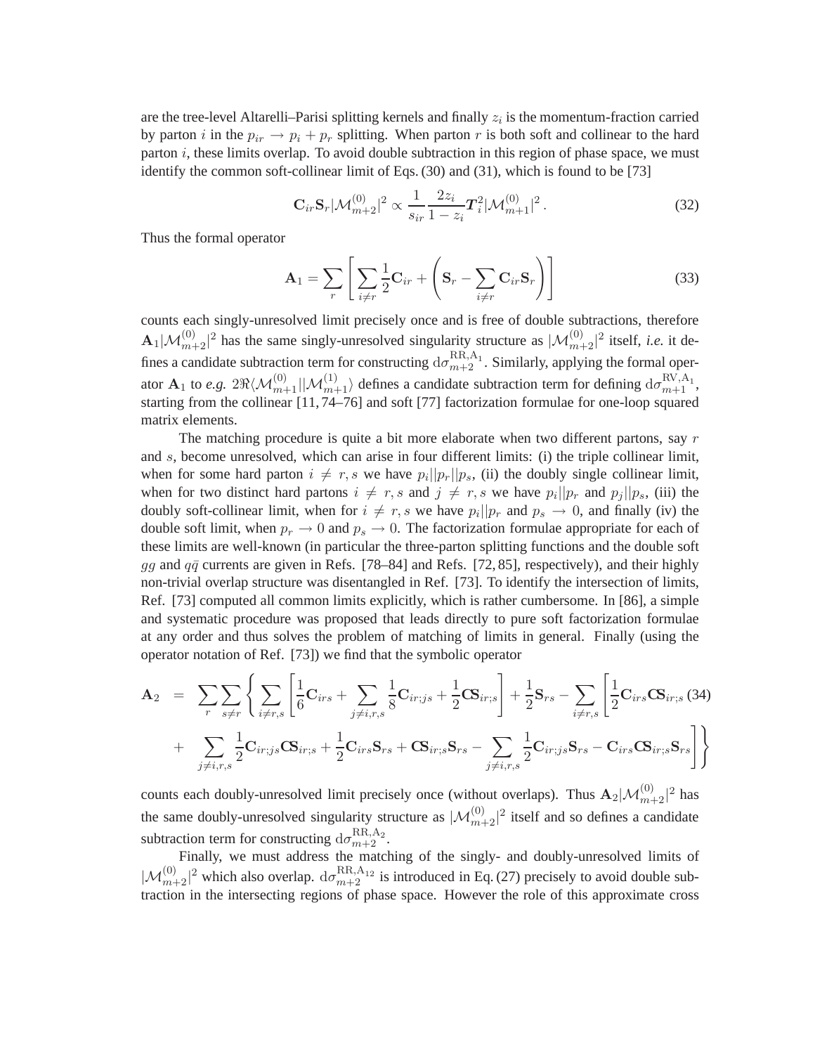are the tree-level Altarelli–Parisi splitting kernels and finally $z_i$ is the momentum-fraction carried by parton $i$ in the $p_{ir} \to p_i + p_r$ splitting. When parton $r$ is both soft and collinear to the hard parton $i$, these limits overlap. To avoid double subtraction in this region of phase space, we must identify the common soft-collinear limit of Eqs. (30) and (31), which is found to be [73]

$$\mathbf{C}_{ir}\mathbf{S}_r |\mathcal{M}_{m+2}^{(0)}|^2 \propto \frac{1}{s_{ir}} \frac{2z_i}{1-z_i} \boldsymbol{T}_i^2 |\mathcal{M}_{m+1}^{(0)}|^2 \,. \tag{32}$$

Thus the formal operator

$$\mathbf{A}_1 = \sum_r \left[ \sum_{i \neq r} \frac{1}{2} \mathbf{C}_{ir} + \left( \mathbf{S}_r - \sum_{i \neq r} \mathbf{C}_{ir}\mathbf{S}_r \right) \right] \tag{33}$$

counts each singly-unresolved limit precisely once and is free of double subtractions, therefore $\mathbf{A}_1 |\mathcal{M}_{m+2}^{(0)}|^2$ has the same singly-unresolved singularity structure as $|\mathcal{M}_{m+2}^{(0)}|^2$ itself, *i.e.* it defines a candidate subtraction term for constructing $\mathrm{d}\sigma_{m+2}^{\mathrm{RR,A}_1}$. Similarly, applying the formal operator $\mathbf{A}_1$ to *e.g.* $2\Re\langle \mathcal{M}_{m+1}^{(0)} || \mathcal{M}_{m+1}^{(1)} \rangle$ defines a candidate subtraction term for defining $\mathrm{d}\sigma_{m+1}^{\mathrm{RV,A}_1}$, starting from the collinear [11, 74–76] and soft [77] factorization formulae for one-loop squared matrix elements.

The matching procedure is quite a bit more elaborate when two different partons, say $r$ and $s$, become unresolved, which can arise in four different limits: (i) the triple collinear limit, when for some hard parton $i \neq r, s$ we have $p_i || p_r || p_s$, (ii) the doubly single collinear limit, when for two distinct hard partons $i \neq r, s$ and $j \neq r, s$ we have $p_i || p_r$ and $p_j || p_s$, (iii) the doubly soft-collinear limit, when for $i \neq r, s$ we have $p_i || p_r$ and $p_s \to 0$, and finally (iv) the double soft limit, when $p_r \to 0$ and $p_s \to 0$. The factorization formulae appropriate for each of these limits are well-known (in particular the three-parton splitting functions and the double soft $gg$ and $q\bar{q}$ currents are given in Refs. [78–84] and Refs. [72, 85], respectively), and their highly non-trivial overlap structure was disentangled in Ref. [73]. To identify the intersection of limits, Ref. [73] computed all common limits explicitly, which is rather cumbersome. In [86], a simple and systematic procedure was proposed that leads directly to pure soft factorization formulae at any order and thus solves the problem of matching of limits in general. Finally (using the operator notation of Ref. [73]) we find that the symbolic operator

$$\begin{aligned}
\mathbf{A}_2 \;=\; & \sum_r \sum_{s \neq r} \Bigg\{ \sum_{i \neq r,s} \left[ \frac{1}{6} \mathbf{C}_{irs} + \sum_{j \neq i,r,s} \frac{1}{8} \mathbf{C}_{ir;js} + \frac{1}{2} \mathbf{CS}_{ir;s} \right] + \frac{1}{2} \mathbf{S}_{rs} - \sum_{i \neq r,s} \Bigg[ \frac{1}{2} \mathbf{C}_{irs} \mathbf{CS}_{ir;s} \\
& + \sum_{j \neq i,r,s} \frac{1}{2} \mathbf{C}_{ir;js} \mathbf{CS}_{ir;s} + \frac{1}{2} \mathbf{C}_{irs} \mathbf{S}_{rs} + \mathbf{CS}_{ir;s} \mathbf{S}_{rs} - \sum_{j \neq i,r,s} \frac{1}{2} \mathbf{C}_{ir;js} \mathbf{S}_{rs} - \mathbf{C}_{irs} \mathbf{CS}_{ir;s} \mathbf{S}_{rs} \Bigg] \Bigg\}
\end{aligned} \tag{34}$$

counts each doubly-unresolved limit precisely once (without overlaps). Thus $\mathbf{A}_2 |\mathcal{M}_{m+2}^{(0)}|^2$ has the same doubly-unresolved singularity structure as $|\mathcal{M}_{m+2}^{(0)}|^2$ itself and so defines a candidate subtraction term for constructing $\mathrm{d}\sigma_{m+2}^{\mathrm{RR,A}_2}$.

Finally, we must address the matching of the singly- and doubly-unresolved limits of $|\mathcal{M}_{m+2}^{(0)}|^2$ which also overlap. $\mathrm{d}\sigma_{m+2}^{\mathrm{RR,A}_{12}}$ is introduced in Eq. (27) precisely to avoid double subtraction in the intersecting regions of phase space. However the role of this approximate cross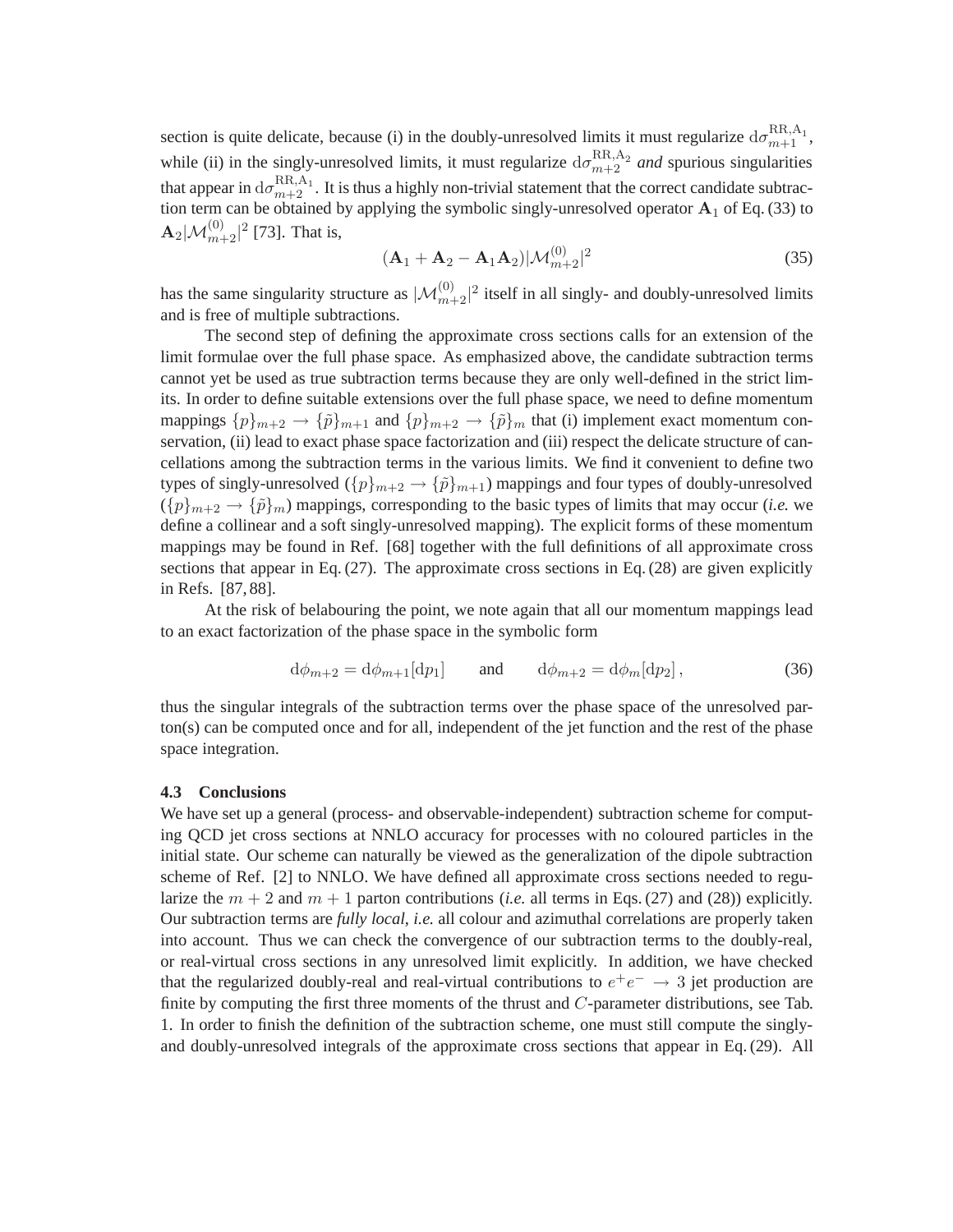section is quite delicate, because (i) in the doubly-unresolved limits it must regularize $\mathrm{d}\sigma^{\mathrm{RR,A}_1}_{m+1}$, while (ii) in the singly-unresolved limits, it must regularize $\mathrm{d}\sigma^{\mathrm{RR,A}_2}_{m+2}$ *and* spurious singularities that appear in $\mathrm{d}\sigma^{\mathrm{RR,A}_1}_{m+2}$. It is thus a highly non-trivial statement that the correct candidate subtraction term can be obtained by applying the symbolic singly-unresolved operator $\mathbf{A}_1$ of Eq. (33) to $\mathbf{A}_2|\mathcal{M}^{(0)}_{m+2}|^2$ [73]. That is,

$$(\mathbf{A}_1 + \mathbf{A}_2 - \mathbf{A}_1\mathbf{A}_2)|\mathcal{M}^{(0)}_{m+2}|^2 \tag{35}$$

has the same singularity structure as $|\mathcal{M}^{(0)}_{m+2}|^2$ itself in all singly- and doubly-unresolved limits and is free of multiple subtractions.

The second step of defining the approximate cross sections calls for an extension of the limit formulae over the full phase space. As emphasized above, the candidate subtraction terms cannot yet be used as true subtraction terms because they are only well-defined in the strict limits. In order to define suitable extensions over the full phase space, we need to define momentum mappings $\{p\}_{m+2} \to \{\tilde{p}\}_{m+1}$ and $\{p\}_{m+2} \to \{\tilde{p}\}_m$ that (i) implement exact momentum conservation, (ii) lead to exact phase space factorization and (iii) respect the delicate structure of cancellations among the subtraction terms in the various limits. We find it convenient to define two types of singly-unresolved ($\{p\}_{m+2} \to \{\tilde{p}\}_{m+1}$) mappings and four types of doubly-unresolved ($\{p\}_{m+2} \to \{\tilde{p}\}_m$) mappings, corresponding to the basic types of limits that may occur (*i.e.* we define a collinear and a soft singly-unresolved mapping). The explicit forms of these momentum mappings may be found in Ref. [68] together with the full definitions of all approximate cross sections that appear in Eq. (27). The approximate cross sections in Eq. (28) are given explicitly in Refs. [87, 88].

At the risk of belabouring the point, we note again that all our momentum mappings lead to an exact factorization of the phase space in the symbolic form

$$\mathrm{d}\phi_{m+2} = \mathrm{d}\phi_{m+1}[\mathrm{d}p_1] \qquad \text{and} \qquad \mathrm{d}\phi_{m+2} = \mathrm{d}\phi_m[\mathrm{d}p_2]\,, \tag{36}$$

thus the singular integrals of the subtraction terms over the phase space of the unresolved parton(s) can be computed once and for all, independent of the jet function and the rest of the phase space integration.

### 4.3 Conclusions

We have set up a general (process- and observable-independent) subtraction scheme for computing QCD jet cross sections at NNLO accuracy for processes with no coloured particles in the initial state. Our scheme can naturally be viewed as the generalization of the dipole subtraction scheme of Ref. [2] to NNLO. We have defined all approximate cross sections needed to regularize the $m+2$ and $m+1$ parton contributions (*i.e.* all terms in Eqs. (27) and (28)) explicitly. Our subtraction terms are *fully local*, *i.e.* all colour and azimuthal correlations are properly taken into account. Thus we can check the convergence of our subtraction terms to the doubly-real, or real-virtual cross sections in any unresolved limit explicitly. In addition, we have checked that the regularized doubly-real and real-virtual contributions to $e^+e^- \to 3$ jet production are finite by computing the first three moments of the thrust and $C$-parameter distributions, see Tab. 1. In order to finish the definition of the subtraction scheme, one must still compute the singly- and doubly-unresolved integrals of the approximate cross sections that appear in Eq. (29). All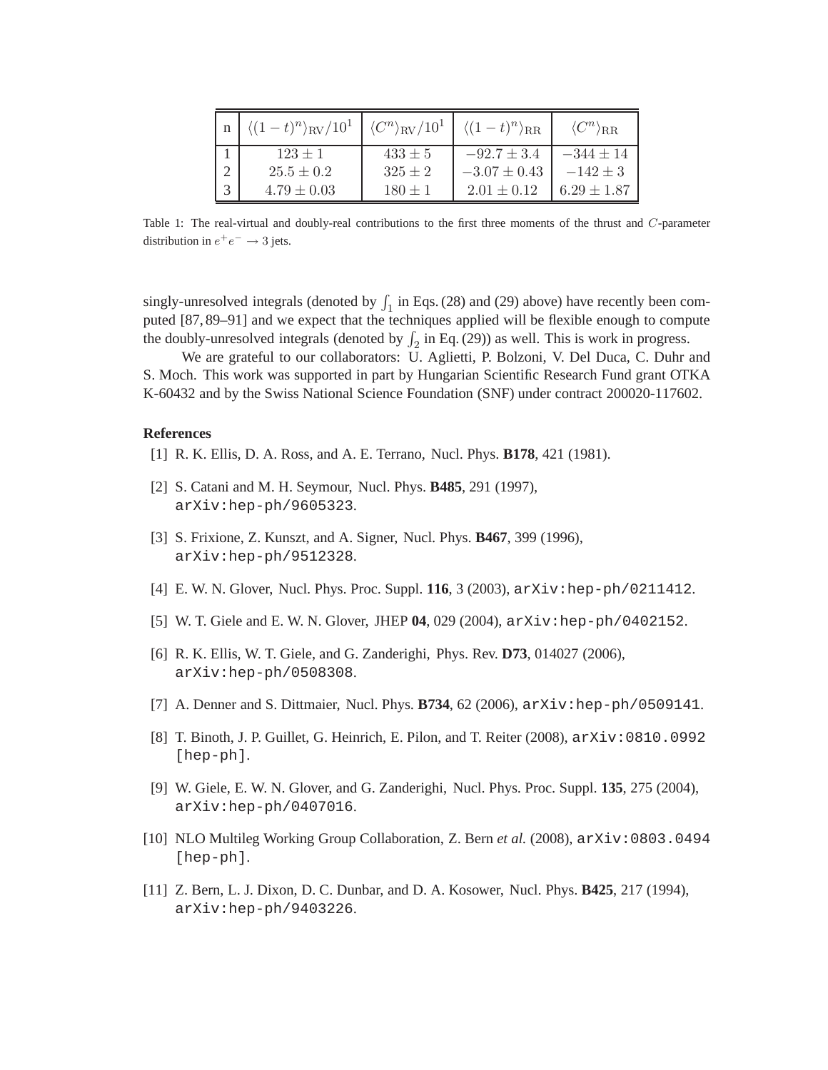| n | $\langle(1-t)^n\rangle_{\rm RV}/10^1$ | $\langle C^n\rangle_{\rm RV}/10^1$ | $\langle(1-t)^n\rangle_{\rm RR}$ | $\langle C^n\rangle_{\rm RR}$ |
|---|---|---|---|---|
| 1 | $123 \pm 1$ | $433 \pm 5$ | $-92.7 \pm 3.4$ | $-344 \pm 14$ |
| 2 | $25.5 \pm 0.2$ | $325 \pm 2$ | $-3.07 \pm 0.43$ | $-142 \pm 3$ |
| 3 | $4.79 \pm 0.03$ | $180 \pm 1$ | $2.01 \pm 0.12$ | $6.29 \pm 1.87$ |

Table 1: The real-virtual and doubly-real contributions to the first three moments of the thrust and $C$-parameter distribution in $e^+e^- \to 3$ jets.

singly-unresolved integrals (denoted by $\int_1$ in Eqs. (28) and (29) above) have recently been computed [87, 89–91] and we expect that the techniques applied will be flexible enough to compute the doubly-unresolved integrals (denoted by $\int_2$ in Eq. (29)) as well. This is work in progress.

We are grateful to our collaborators: U. Aglietti, P. Bolzoni, V. Del Duca, C. Duhr and S. Moch. This work was supported in part by Hungarian Scientific Research Fund grant OTKA K-60432 and by the Swiss National Science Foundation (SNF) under contract 200020-117602.

**References**

[1] R. K. Ellis, D. A. Ross, and A. E. Terrano, Nucl. Phys. **B178**, 421 (1981).

[2] S. Catani and M. H. Seymour, Nucl. Phys. **B485**, 291 (1997), arXiv:hep-ph/9605323.

[3] S. Frixione, Z. Kunszt, and A. Signer, Nucl. Phys. **B467**, 399 (1996), arXiv:hep-ph/9512328.

[4] E. W. N. Glover, Nucl. Phys. Proc. Suppl. **116**, 3 (2003), arXiv:hep-ph/0211412.

[5] W. T. Giele and E. W. N. Glover, JHEP **04**, 029 (2004), arXiv:hep-ph/0402152.

[6] R. K. Ellis, W. T. Giele, and G. Zanderighi, Phys. Rev. **D73**, 014027 (2006), arXiv:hep-ph/0508308.

[7] A. Denner and S. Dittmaier, Nucl. Phys. **B734**, 62 (2006), arXiv:hep-ph/0509141.

[8] T. Binoth, J. P. Guillet, G. Heinrich, E. Pilon, and T. Reiter (2008), arXiv:0810.0992 [hep-ph].

[9] W. Giele, E. W. N. Glover, and G. Zanderighi, Nucl. Phys. Proc. Suppl. **135**, 275 (2004), arXiv:hep-ph/0407016.

[10] NLO Multileg Working Group Collaboration, Z. Bern *et al.* (2008), arXiv:0803.0494 [hep-ph].

[11] Z. Bern, L. J. Dixon, D. C. Dunbar, and D. A. Kosower, Nucl. Phys. **B425**, 217 (1994), arXiv:hep-ph/9403226.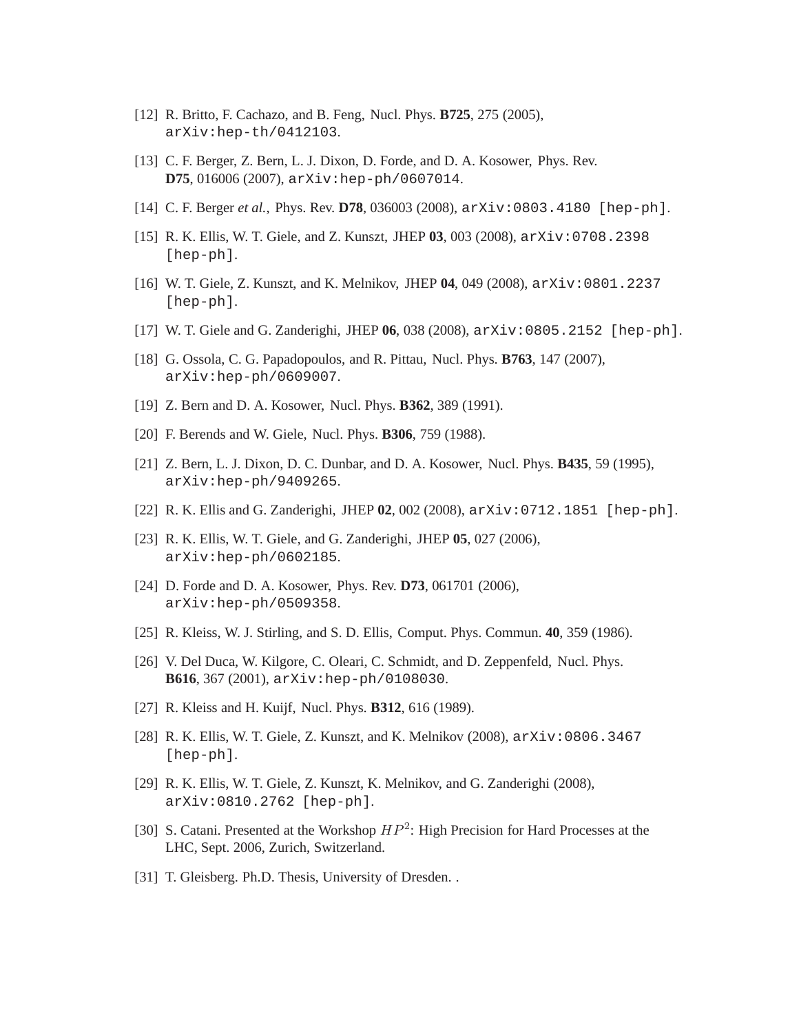[12] R. Britto, F. Cachazo, and B. Feng, Nucl. Phys. **B725**, 275 (2005), `arXiv:hep-th/0412103`.

[13] C. F. Berger, Z. Bern, L. J. Dixon, D. Forde, and D. A. Kosower, Phys. Rev. **D75**, 016006 (2007), `arXiv:hep-ph/0607014`.

[14] C. F. Berger *et al.*, Phys. Rev. **D78**, 036003 (2008), `arXiv:0803.4180 [hep-ph]`.

[15] R. K. Ellis, W. T. Giele, and Z. Kunszt, JHEP **03**, 003 (2008), `arXiv:0708.2398 [hep-ph]`.

[16] W. T. Giele, Z. Kunszt, and K. Melnikov, JHEP **04**, 049 (2008), `arXiv:0801.2237 [hep-ph]`.

[17] W. T. Giele and G. Zanderighi, JHEP **06**, 038 (2008), `arXiv:0805.2152 [hep-ph]`.

[18] G. Ossola, C. G. Papadopoulos, and R. Pittau, Nucl. Phys. **B763**, 147 (2007), `arXiv:hep-ph/0609007`.

[19] Z. Bern and D. A. Kosower, Nucl. Phys. **B362**, 389 (1991).

[20] F. Berends and W. Giele, Nucl. Phys. **B306**, 759 (1988).

[21] Z. Bern, L. J. Dixon, D. C. Dunbar, and D. A. Kosower, Nucl. Phys. **B435**, 59 (1995), `arXiv:hep-ph/9409265`.

[22] R. K. Ellis and G. Zanderighi, JHEP **02**, 002 (2008), `arXiv:0712.1851 [hep-ph]`.

[23] R. K. Ellis, W. T. Giele, and G. Zanderighi, JHEP **05**, 027 (2006), `arXiv:hep-ph/0602185`.

[24] D. Forde and D. A. Kosower, Phys. Rev. **D73**, 061701 (2006), `arXiv:hep-ph/0509358`.

[25] R. Kleiss, W. J. Stirling, and S. D. Ellis, Comput. Phys. Commun. **40**, 359 (1986).

[26] V. Del Duca, W. Kilgore, C. Oleari, C. Schmidt, and D. Zeppenfeld, Nucl. Phys. **B616**, 367 (2001), `arXiv:hep-ph/0108030`.

[27] R. Kleiss and H. Kuijf, Nucl. Phys. **B312**, 616 (1989).

[28] R. K. Ellis, W. T. Giele, Z. Kunszt, and K. Melnikov (2008), `arXiv:0806.3467 [hep-ph]`.

[29] R. K. Ellis, W. T. Giele, Z. Kunszt, K. Melnikov, and G. Zanderighi (2008), `arXiv:0810.2762 [hep-ph]`.

[30] S. Catani. Presented at the Workshop $HP^2$: High Precision for Hard Processes at the LHC, Sept. 2006, Zurich, Switzerland.

[31] T. Gleisberg. Ph.D. Thesis, University of Dresden. .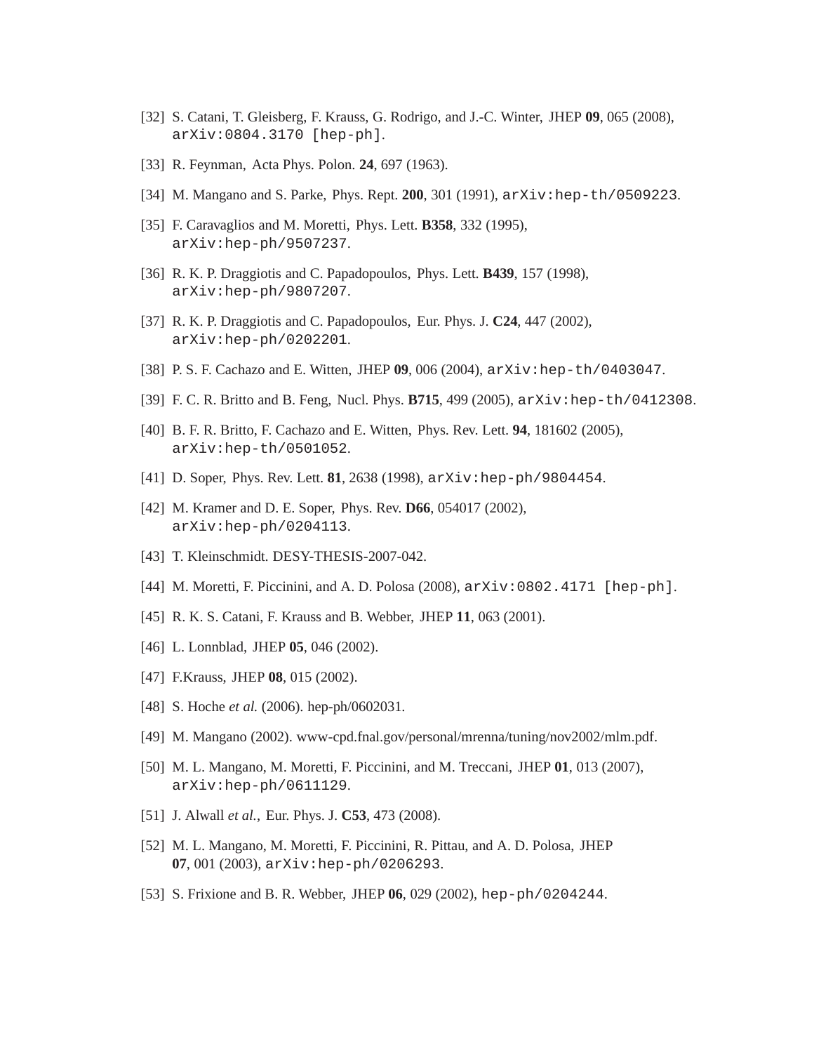[32] S. Catani, T. Gleisberg, F. Krauss, G. Rodrigo, and J.-C. Winter, JHEP **09**, 065 (2008), arXiv:0804.3170 [hep-ph].

[33] R. Feynman, Acta Phys. Polon. **24**, 697 (1963).

[34] M. Mangano and S. Parke, Phys. Rept. **200**, 301 (1991), arXiv:hep-th/0509223.

[35] F. Caravaglios and M. Moretti, Phys. Lett. **B358**, 332 (1995), arXiv:hep-ph/9507237.

[36] R. K. P. Draggiotis and C. Papadopoulos, Phys. Lett. **B439**, 157 (1998), arXiv:hep-ph/9807207.

[37] R. K. P. Draggiotis and C. Papadopoulos, Eur. Phys. J. **C24**, 447 (2002), arXiv:hep-ph/0202201.

[38] P. S. F. Cachazo and E. Witten, JHEP **09**, 006 (2004), arXiv:hep-th/0403047.

[39] F. C. R. Britto and B. Feng, Nucl. Phys. **B715**, 499 (2005), arXiv:hep-th/0412308.

[40] B. F. R. Britto, F. Cachazo and E. Witten, Phys. Rev. Lett. **94**, 181602 (2005), arXiv:hep-th/0501052.

[41] D. Soper, Phys. Rev. Lett. **81**, 2638 (1998), arXiv:hep-ph/9804454.

[42] M. Kramer and D. E. Soper, Phys. Rev. **D66**, 054017 (2002), arXiv:hep-ph/0204113.

[43] T. Kleinschmidt. DESY-THESIS-2007-042.

[44] M. Moretti, F. Piccinini, and A. D. Polosa (2008), arXiv:0802.4171 [hep-ph].

[45] R. K. S. Catani, F. Krauss and B. Webber, JHEP **11**, 063 (2001).

[46] L. Lonnblad, JHEP **05**, 046 (2002).

[47] F.Krauss, JHEP **08**, 015 (2002).

[48] S. Hoche *et al.* (2006). hep-ph/0602031.

[49] M. Mangano (2002). www-cpd.fnal.gov/personal/mrenna/tuning/nov2002/mlm.pdf.

[50] M. L. Mangano, M. Moretti, F. Piccinini, and M. Treccani, JHEP **01**, 013 (2007), arXiv:hep-ph/0611129.

[51] J. Alwall *et al.*, Eur. Phys. J. **C53**, 473 (2008).

[52] M. L. Mangano, M. Moretti, F. Piccinini, R. Pittau, and A. D. Polosa, JHEP **07**, 001 (2003), arXiv:hep-ph/0206293.

[53] S. Frixione and B. R. Webber, JHEP **06**, 029 (2002), hep-ph/0204244.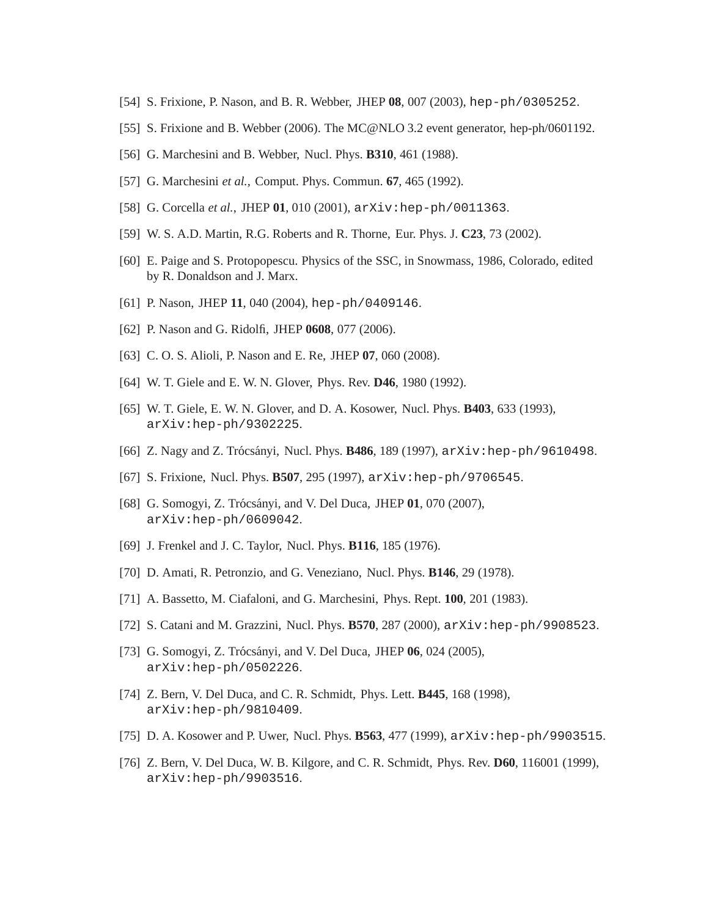[54] S. Frixione, P. Nason, and B. R. Webber, JHEP **08**, 007 (2003), `hep-ph/0305252`.

[55] S. Frixione and B. Webber (2006). The MC@NLO 3.2 event generator, hep-ph/0601192.

[56] G. Marchesini and B. Webber, Nucl. Phys. **B310**, 461 (1988).

[57] G. Marchesini *et al.*, Comput. Phys. Commun. **67**, 465 (1992).

[58] G. Corcella *et al.*, JHEP **01**, 010 (2001), `arXiv:hep-ph/0011363`.

[59] W. S. A.D. Martin, R.G. Roberts and R. Thorne, Eur. Phys. J. **C23**, 73 (2002).

[60] E. Paige and S. Protopopescu. Physics of the SSC, in Snowmass, 1986, Colorado, edited by R. Donaldson and J. Marx.

[61] P. Nason, JHEP **11**, 040 (2004), `hep-ph/0409146`.

[62] P. Nason and G. Ridolfi, JHEP **0608**, 077 (2006).

[63] C. O. S. Alioli, P. Nason and E. Re, JHEP **07**, 060 (2008).

[64] W. T. Giele and E. W. N. Glover, Phys. Rev. **D46**, 1980 (1992).

[65] W. T. Giele, E. W. N. Glover, and D. A. Kosower, Nucl. Phys. **B403**, 633 (1993), `arXiv:hep-ph/9302225`.

[66] Z. Nagy and Z. Trócsányi, Nucl. Phys. **B486**, 189 (1997), `arXiv:hep-ph/9610498`.

[67] S. Frixione, Nucl. Phys. **B507**, 295 (1997), `arXiv:hep-ph/9706545`.

[68] G. Somogyi, Z. Trócsányi, and V. Del Duca, JHEP **01**, 070 (2007), `arXiv:hep-ph/0609042`.

[69] J. Frenkel and J. C. Taylor, Nucl. Phys. **B116**, 185 (1976).

[70] D. Amati, R. Petronzio, and G. Veneziano, Nucl. Phys. **B146**, 29 (1978).

[71] A. Bassetto, M. Ciafaloni, and G. Marchesini, Phys. Rept. **100**, 201 (1983).

[72] S. Catani and M. Grazzini, Nucl. Phys. **B570**, 287 (2000), `arXiv:hep-ph/9908523`.

[73] G. Somogyi, Z. Trócsányi, and V. Del Duca, JHEP **06**, 024 (2005), `arXiv:hep-ph/0502226`.

[74] Z. Bern, V. Del Duca, and C. R. Schmidt, Phys. Lett. **B445**, 168 (1998), `arXiv:hep-ph/9810409`.

[75] D. A. Kosower and P. Uwer, Nucl. Phys. **B563**, 477 (1999), `arXiv:hep-ph/9903515`.

[76] Z. Bern, V. Del Duca, W. B. Kilgore, and C. R. Schmidt, Phys. Rev. **D60**, 116001 (1999), `arXiv:hep-ph/9903516`.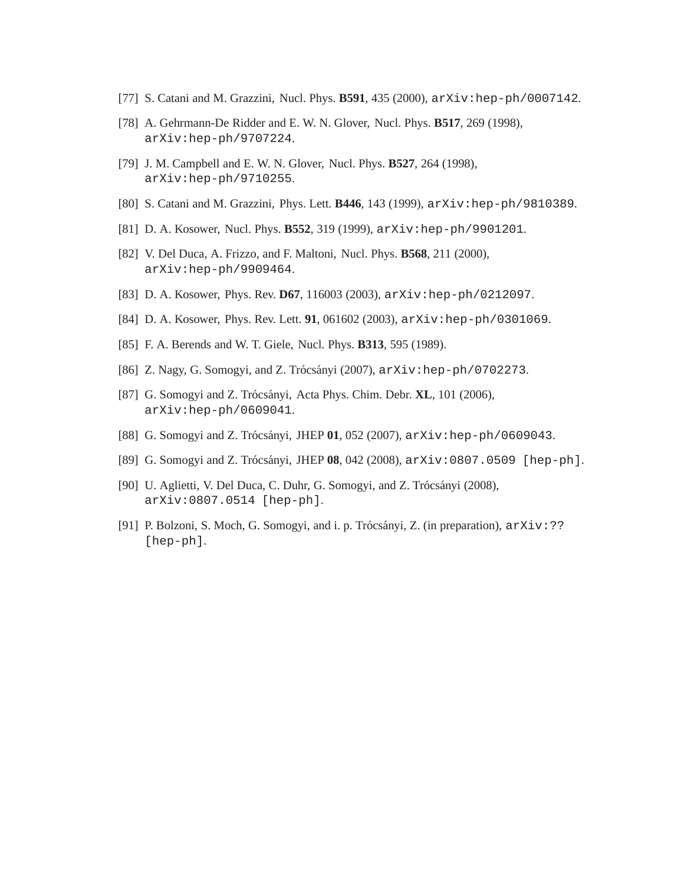[77] S. Catani and M. Grazzini, Nucl. Phys. **B591**, 435 (2000), `arXiv:hep-ph/0007142`.

[78] A. Gehrmann-De Ridder and E. W. N. Glover, Nucl. Phys. **B517**, 269 (1998), `arXiv:hep-ph/9707224`.

[79] J. M. Campbell and E. W. N. Glover, Nucl. Phys. **B527**, 264 (1998), `arXiv:hep-ph/9710255`.

[80] S. Catani and M. Grazzini, Phys. Lett. **B446**, 143 (1999), `arXiv:hep-ph/9810389`.

[81] D. A. Kosower, Nucl. Phys. **B552**, 319 (1999), `arXiv:hep-ph/9901201`.

[82] V. Del Duca, A. Frizzo, and F. Maltoni, Nucl. Phys. **B568**, 211 (2000), `arXiv:hep-ph/9909464`.

[83] D. A. Kosower, Phys. Rev. **D67**, 116003 (2003), `arXiv:hep-ph/0212097`.

[84] D. A. Kosower, Phys. Rev. Lett. **91**, 061602 (2003), `arXiv:hep-ph/0301069`.

[85] F. A. Berends and W. T. Giele, Nucl. Phys. **B313**, 595 (1989).

[86] Z. Nagy, G. Somogyi, and Z. Trócsányi (2007), `arXiv:hep-ph/0702273`.

[87] G. Somogyi and Z. Trócsányi, Acta Phys. Chim. Debr. **XL**, 101 (2006), `arXiv:hep-ph/0609041`.

[88] G. Somogyi and Z. Trócsányi, JHEP **01**, 052 (2007), `arXiv:hep-ph/0609043`.

[89] G. Somogyi and Z. Trócsányi, JHEP **08**, 042 (2008), `arXiv:0807.0509 [hep-ph]`.

[90] U. Aglietti, V. Del Duca, C. Duhr, G. Somogyi, and Z. Trócsányi (2008), `arXiv:0807.0514 [hep-ph]`.

[91] P. Bolzoni, S. Moch, G. Somogyi, and i. p. Trócsányi, Z. (in preparation), `arXiv:?? [hep-ph]`.